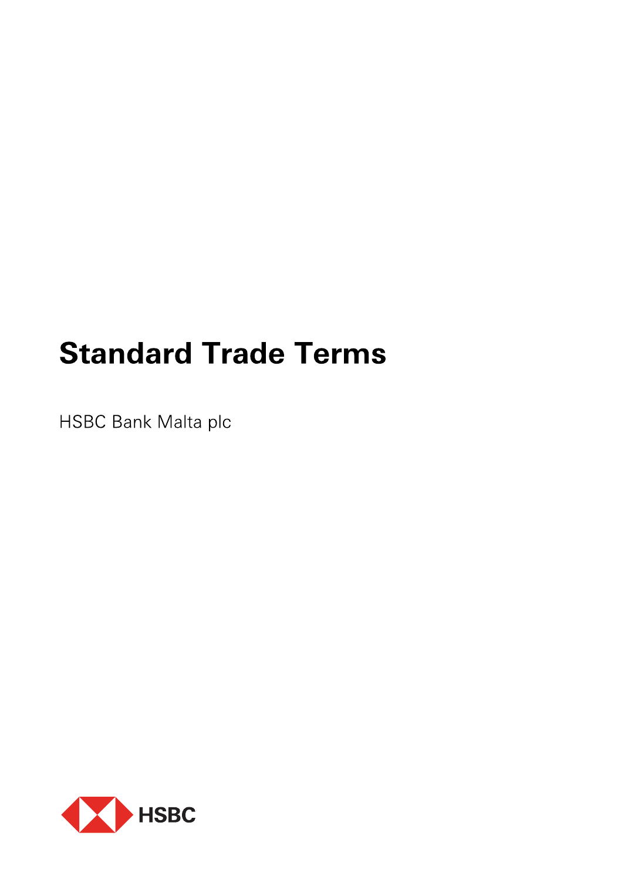# Standard Trade Terms

HSBC Bank Malta plc

HSBC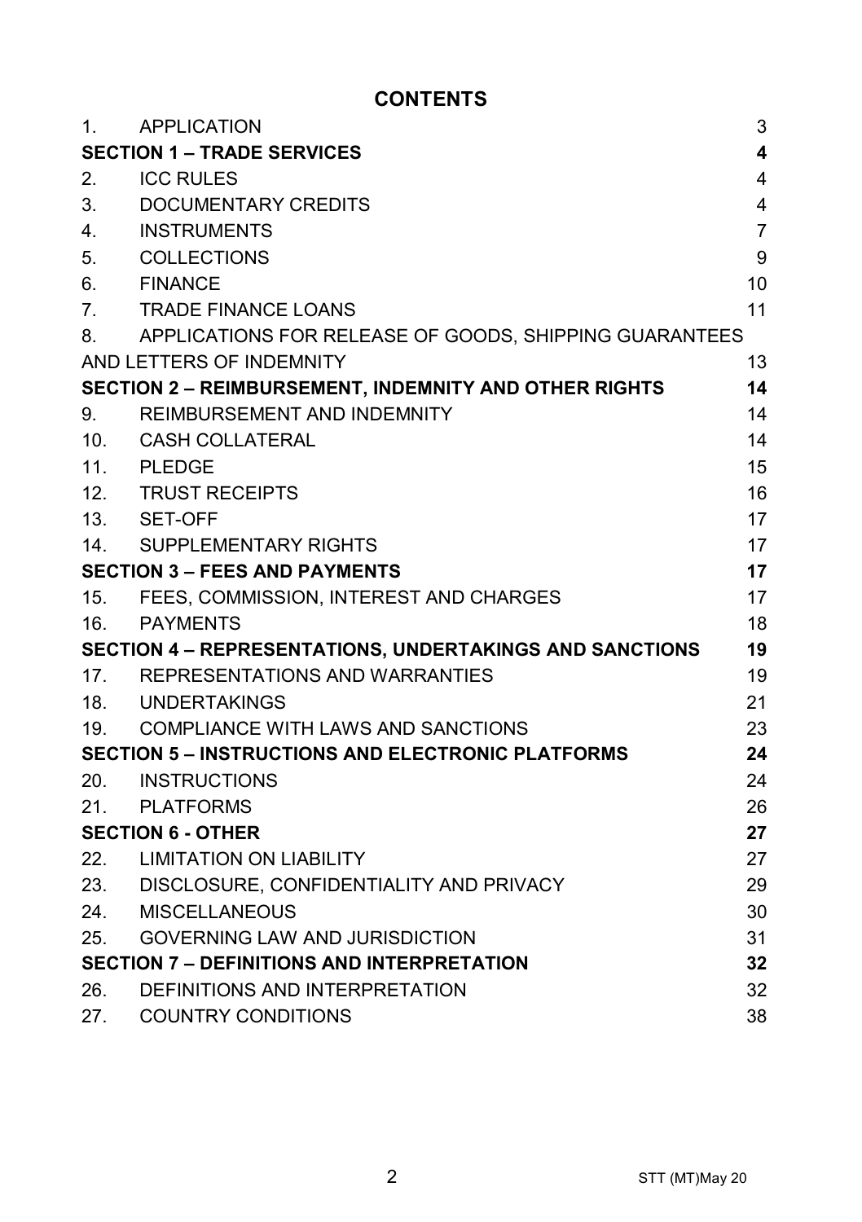# CONTENTS

| | | |
|---|---|---|
| 1. | APPLICATION | 3 |
| **SECTION 1 – TRADE SERVICES** | | **4** |
| 2. | ICC RULES | 4 |
| 3. | DOCUMENTARY CREDITS | 4 |
| 4. | INSTRUMENTS | 7 |
| 5. | COLLECTIONS | 9 |
| 6. | FINANCE | 10 |
| 7. | TRADE FINANCE LOANS | 11 |
| 8. | APPLICATIONS FOR RELEASE OF GOODS, SHIPPING GUARANTEES AND LETTERS OF INDEMNITY | 13 |
| **SECTION 2 – REIMBURSEMENT, INDEMNITY AND OTHER RIGHTS** | | **14** |
| 9. | REIMBURSEMENT AND INDEMNITY | 14 |
| 10. | CASH COLLATERAL | 14 |
| 11. | PLEDGE | 15 |
| 12. | TRUST RECEIPTS | 16 |
| 13. | SET-OFF | 17 |
| 14. | SUPPLEMENTARY RIGHTS | 17 |
| **SECTION 3 – FEES AND PAYMENTS** | | **17** |
| 15. | FEES, COMMISSION, INTEREST AND CHARGES | 17 |
| 16. | PAYMENTS | 18 |
| **SECTION 4 – REPRESENTATIONS, UNDERTAKINGS AND SANCTIONS** | | **19** |
| 17. | REPRESENTATIONS AND WARRANTIES | 19 |
| 18. | UNDERTAKINGS | 21 |
| 19. | COMPLIANCE WITH LAWS AND SANCTIONS | 23 |
| **SECTION 5 – INSTRUCTIONS AND ELECTRONIC PLATFORMS** | | **24** |
| 20. | INSTRUCTIONS | 24 |
| 21. | PLATFORMS | 26 |
| **SECTION 6 - OTHER** | | **27** |
| 22. | LIMITATION ON LIABILITY | 27 |
| 23. | DISCLOSURE, CONFIDENTIALITY AND PRIVACY | 29 |
| 24. | MISCELLANEOUS | 30 |
| 25. | GOVERNING LAW AND JURISDICTION | 31 |
| **SECTION 7 – DEFINITIONS AND INTERPRETATION** | | **32** |
| 26. | DEFINITIONS AND INTERPRETATION | 32 |
| 27. | COUNTRY CONDITIONS | 38 |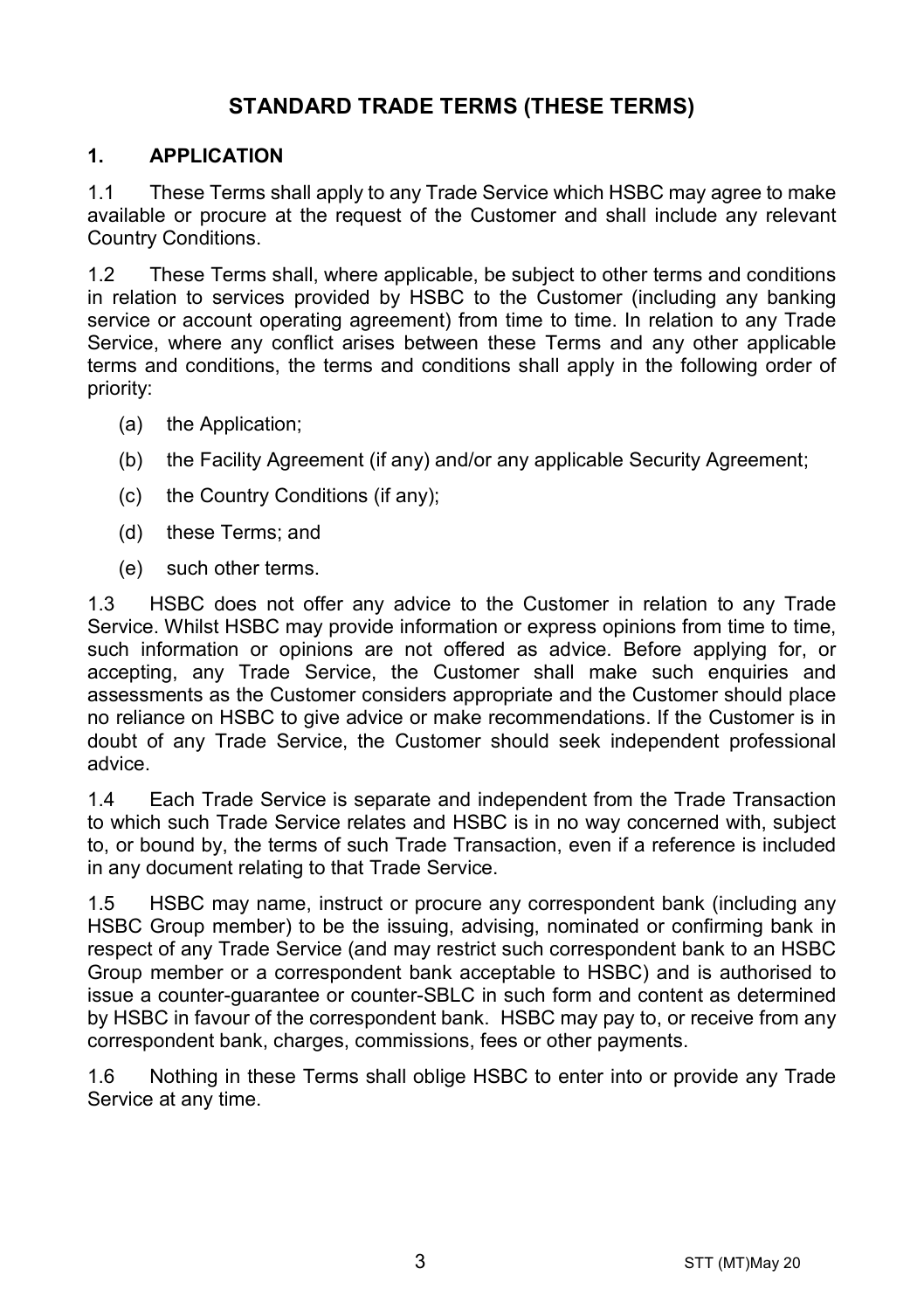# STANDARD TRADE TERMS (THESE TERMS)

## 1. APPLICATION

1.1 These Terms shall apply to any Trade Service which HSBC may agree to make available or procure at the request of the Customer and shall include any relevant Country Conditions.

1.2 These Terms shall, where applicable, be subject to other terms and conditions in relation to services provided by HSBC to the Customer (including any banking service or account operating agreement) from time to time. In relation to any Trade Service, where any conflict arises between these Terms and any other applicable terms and conditions, the terms and conditions shall apply in the following order of priority:

(a) the Application;

(b) the Facility Agreement (if any) and/or any applicable Security Agreement;

(c) the Country Conditions (if any);

(d) these Terms; and

(e) such other terms.

1.3 HSBC does not offer any advice to the Customer in relation to any Trade Service. Whilst HSBC may provide information or express opinions from time to time, such information or opinions are not offered as advice. Before applying for, or accepting, any Trade Service, the Customer shall make such enquiries and assessments as the Customer considers appropriate and the Customer should place no reliance on HSBC to give advice or make recommendations. If the Customer is in doubt of any Trade Service, the Customer should seek independent professional advice.

1.4 Each Trade Service is separate and independent from the Trade Transaction to which such Trade Service relates and HSBC is in no way concerned with, subject to, or bound by, the terms of such Trade Transaction, even if a reference is included in any document relating to that Trade Service.

1.5 HSBC may name, instruct or procure any correspondent bank (including any HSBC Group member) to be the issuing, advising, nominated or confirming bank in respect of any Trade Service (and may restrict such correspondent bank to an HSBC Group member or a correspondent bank acceptable to HSBC) and is authorised to issue a counter-guarantee or counter-SBLC in such form and content as determined by HSBC in favour of the correspondent bank. HSBC may pay to, or receive from any correspondent bank, charges, commissions, fees or other payments.

1.6 Nothing in these Terms shall oblige HSBC to enter into or provide any Trade Service at any time.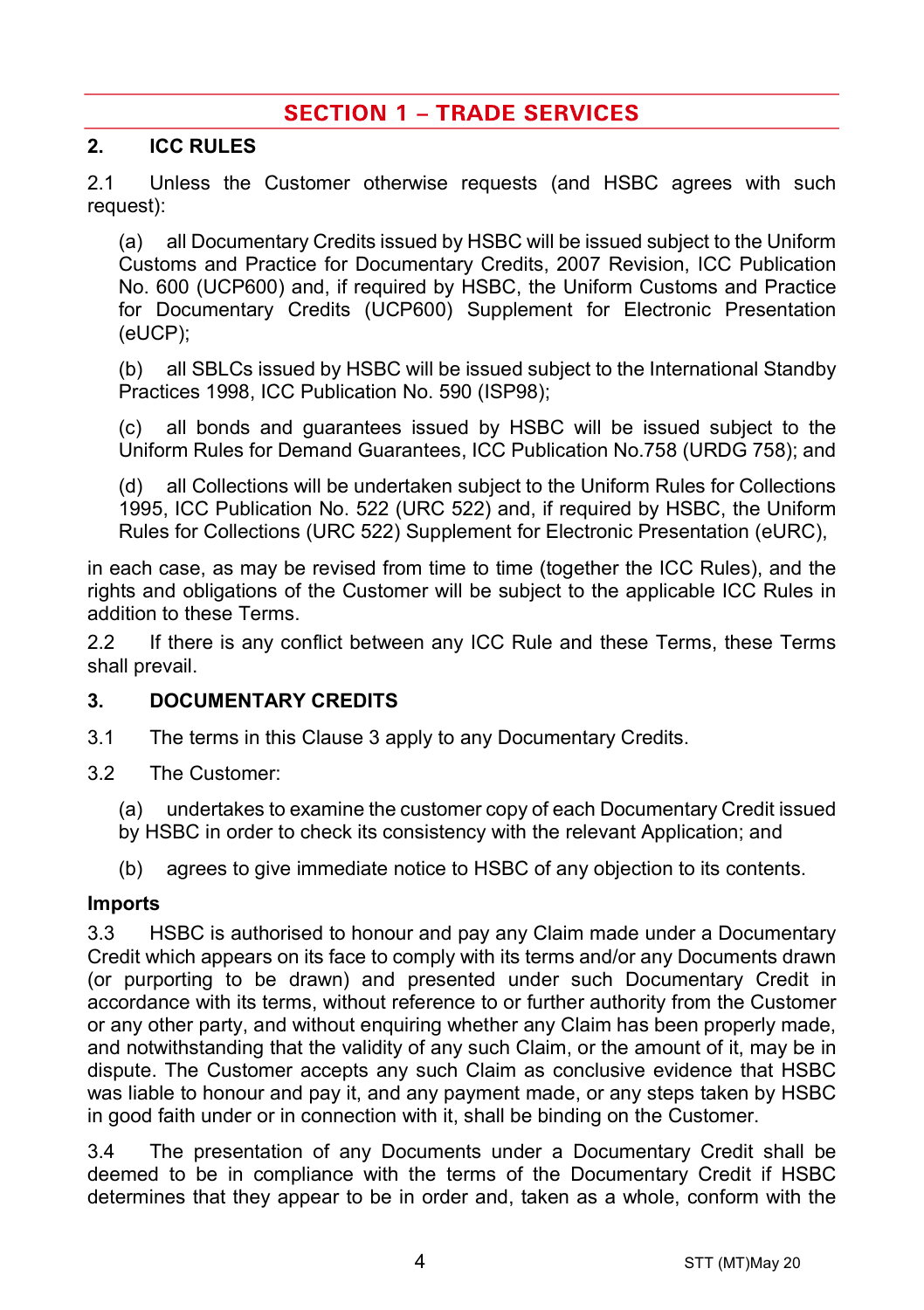# SECTION 1 – TRADE SERVICES

## 2. ICC RULES

2.1 Unless the Customer otherwise requests (and HSBC agrees with such request):

(a) all Documentary Credits issued by HSBC will be issued subject to the Uniform Customs and Practice for Documentary Credits, 2007 Revision, ICC Publication No. 600 (UCP600) and, if required by HSBC, the Uniform Customs and Practice for Documentary Credits (UCP600) Supplement for Electronic Presentation (eUCP);

(b) all SBLCs issued by HSBC will be issued subject to the International Standby Practices 1998, ICC Publication No. 590 (ISP98);

(c) all bonds and guarantees issued by HSBC will be issued subject to the Uniform Rules for Demand Guarantees, ICC Publication No.758 (URDG 758); and

(d) all Collections will be undertaken subject to the Uniform Rules for Collections 1995, ICC Publication No. 522 (URC 522) and, if required by HSBC, the Uniform Rules for Collections (URC 522) Supplement for Electronic Presentation (eURC),

in each case, as may be revised from time to time (together the ICC Rules), and the rights and obligations of the Customer will be subject to the applicable ICC Rules in addition to these Terms.

2.2 If there is any conflict between any ICC Rule and these Terms, these Terms shall prevail.

## 3. DOCUMENTARY CREDITS

3.1 The terms in this Clause 3 apply to any Documentary Credits.

3.2 The Customer:

(a) undertakes to examine the customer copy of each Documentary Credit issued by HSBC in order to check its consistency with the relevant Application; and

(b) agrees to give immediate notice to HSBC of any objection to its contents.

**Imports**

3.3 HSBC is authorised to honour and pay any Claim made under a Documentary Credit which appears on its face to comply with its terms and/or any Documents drawn (or purporting to be drawn) and presented under such Documentary Credit in accordance with its terms, without reference to or further authority from the Customer or any other party, and without enquiring whether any Claim has been properly made, and notwithstanding that the validity of any such Claim, or the amount of it, may be in dispute. The Customer accepts any such Claim as conclusive evidence that HSBC was liable to honour and pay it, and any payment made, or any steps taken by HSBC in good faith under or in connection with it, shall be binding on the Customer.

3.4 The presentation of any Documents under a Documentary Credit shall be deemed to be in compliance with the terms of the Documentary Credit if HSBC determines that they appear to be in order and, taken as a whole, conform with the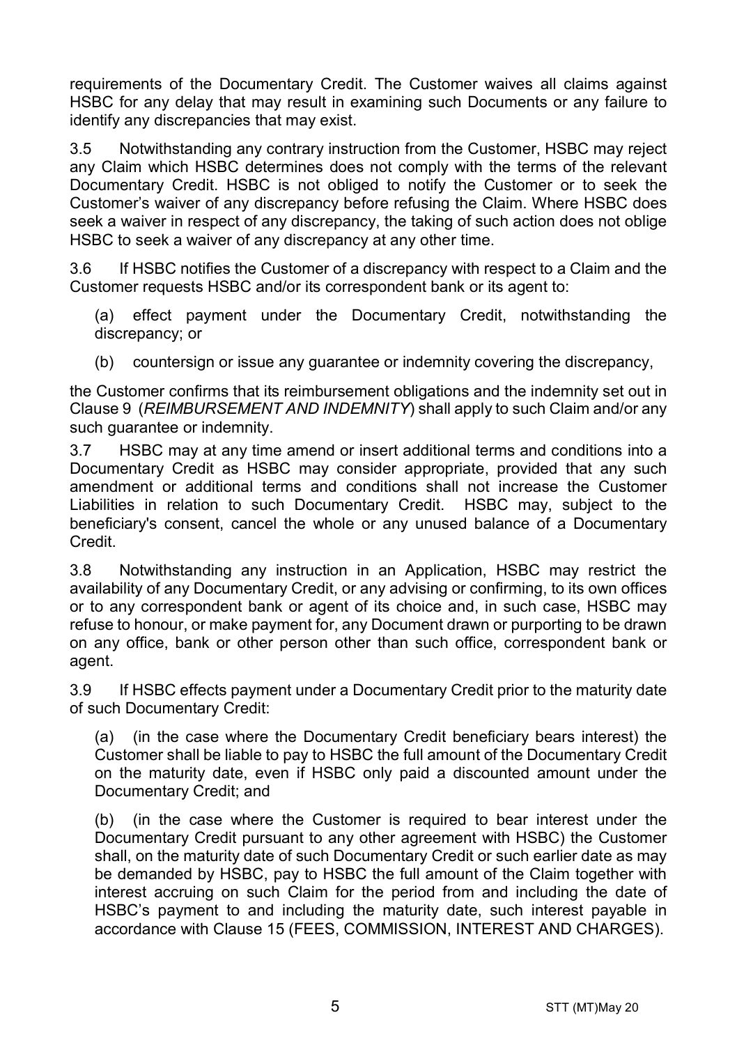requirements of the Documentary Credit. The Customer waives all claims against HSBC for any delay that may result in examining such Documents or any failure to identify any discrepancies that may exist.

3.5 Notwithstanding any contrary instruction from the Customer, HSBC may reject any Claim which HSBC determines does not comply with the terms of the relevant Documentary Credit. HSBC is not obliged to notify the Customer or to seek the Customer's waiver of any discrepancy before refusing the Claim. Where HSBC does seek a waiver in respect of any discrepancy, the taking of such action does not oblige HSBC to seek a waiver of any discrepancy at any other time.

3.6 If HSBC notifies the Customer of a discrepancy with respect to a Claim and the Customer requests HSBC and/or its correspondent bank or its agent to:

(a) effect payment under the Documentary Credit, notwithstanding the discrepancy; or

(b) countersign or issue any guarantee or indemnity covering the discrepancy,

the Customer confirms that its reimbursement obligations and the indemnity set out in Clause 9 (*REIMBURSEMENT AND INDEMNITY*) shall apply to such Claim and/or any such guarantee or indemnity.

3.7 HSBC may at any time amend or insert additional terms and conditions into a Documentary Credit as HSBC may consider appropriate, provided that any such amendment or additional terms and conditions shall not increase the Customer Liabilities in relation to such Documentary Credit. HSBC may, subject to the beneficiary's consent, cancel the whole or any unused balance of a Documentary Credit.

3.8 Notwithstanding any instruction in an Application, HSBC may restrict the availability of any Documentary Credit, or any advising or confirming, to its own offices or to any correspondent bank or agent of its choice and, in such case, HSBC may refuse to honour, or make payment for, any Document drawn or purporting to be drawn on any office, bank or other person other than such office, correspondent bank or agent.

3.9 If HSBC effects payment under a Documentary Credit prior to the maturity date of such Documentary Credit:

(a) (in the case where the Documentary Credit beneficiary bears interest) the Customer shall be liable to pay to HSBC the full amount of the Documentary Credit on the maturity date, even if HSBC only paid a discounted amount under the Documentary Credit; and

(b) (in the case where the Customer is required to bear interest under the Documentary Credit pursuant to any other agreement with HSBC) the Customer shall, on the maturity date of such Documentary Credit or such earlier date as may be demanded by HSBC, pay to HSBC the full amount of the Claim together with interest accruing on such Claim for the period from and including the date of HSBC's payment to and including the maturity date, such interest payable in accordance with Clause 15 (FEES, COMMISSION, INTEREST AND CHARGES).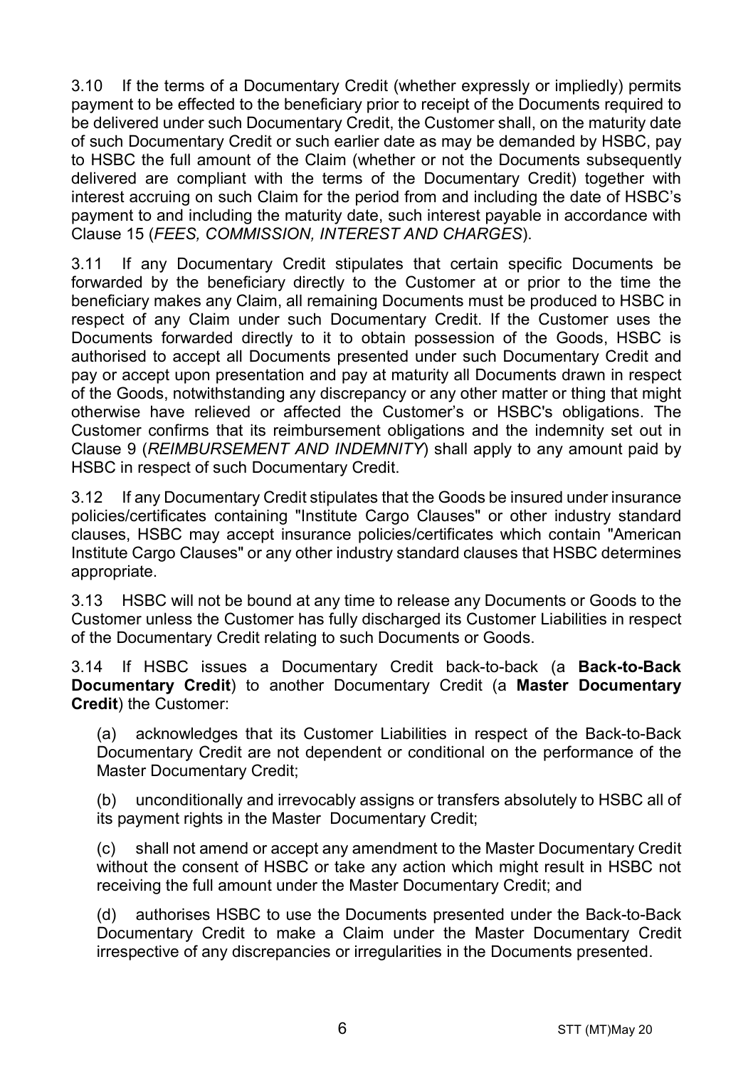3.10 If the terms of a Documentary Credit (whether expressly or impliedly) permits payment to be effected to the beneficiary prior to receipt of the Documents required to be delivered under such Documentary Credit, the Customer shall, on the maturity date of such Documentary Credit or such earlier date as may be demanded by HSBC, pay to HSBC the full amount of the Claim (whether or not the Documents subsequently delivered are compliant with the terms of the Documentary Credit) together with interest accruing on such Claim for the period from and including the date of HSBC's payment to and including the maturity date, such interest payable in accordance with Clause 15 (*FEES, COMMISSION, INTEREST AND CHARGES*).

3.11 If any Documentary Credit stipulates that certain specific Documents be forwarded by the beneficiary directly to the Customer at or prior to the time the beneficiary makes any Claim, all remaining Documents must be produced to HSBC in respect of any Claim under such Documentary Credit. If the Customer uses the Documents forwarded directly to it to obtain possession of the Goods, HSBC is authorised to accept all Documents presented under such Documentary Credit and pay or accept upon presentation and pay at maturity all Documents drawn in respect of the Goods, notwithstanding any discrepancy or any other matter or thing that might otherwise have relieved or affected the Customer's or HSBC's obligations. The Customer confirms that its reimbursement obligations and the indemnity set out in Clause 9 (*REIMBURSEMENT AND INDEMNITY*) shall apply to any amount paid by HSBC in respect of such Documentary Credit.

3.12 If any Documentary Credit stipulates that the Goods be insured under insurance policies/certificates containing "Institute Cargo Clauses" or other industry standard clauses, HSBC may accept insurance policies/certificates which contain "American Institute Cargo Clauses" or any other industry standard clauses that HSBC determines appropriate.

3.13 HSBC will not be bound at any time to release any Documents or Goods to the Customer unless the Customer has fully discharged its Customer Liabilities in respect of the Documentary Credit relating to such Documents or Goods.

3.14 If HSBC issues a Documentary Credit back-to-back (a **Back-to-Back Documentary Credit**) to another Documentary Credit (a **Master Documentary Credit**) the Customer:

(a) acknowledges that its Customer Liabilities in respect of the Back-to-Back Documentary Credit are not dependent or conditional on the performance of the Master Documentary Credit;

(b) unconditionally and irrevocably assigns or transfers absolutely to HSBC all of its payment rights in the Master Documentary Credit;

(c) shall not amend or accept any amendment to the Master Documentary Credit without the consent of HSBC or take any action which might result in HSBC not receiving the full amount under the Master Documentary Credit; and

(d) authorises HSBC to use the Documents presented under the Back-to-Back Documentary Credit to make a Claim under the Master Documentary Credit irrespective of any discrepancies or irregularities in the Documents presented.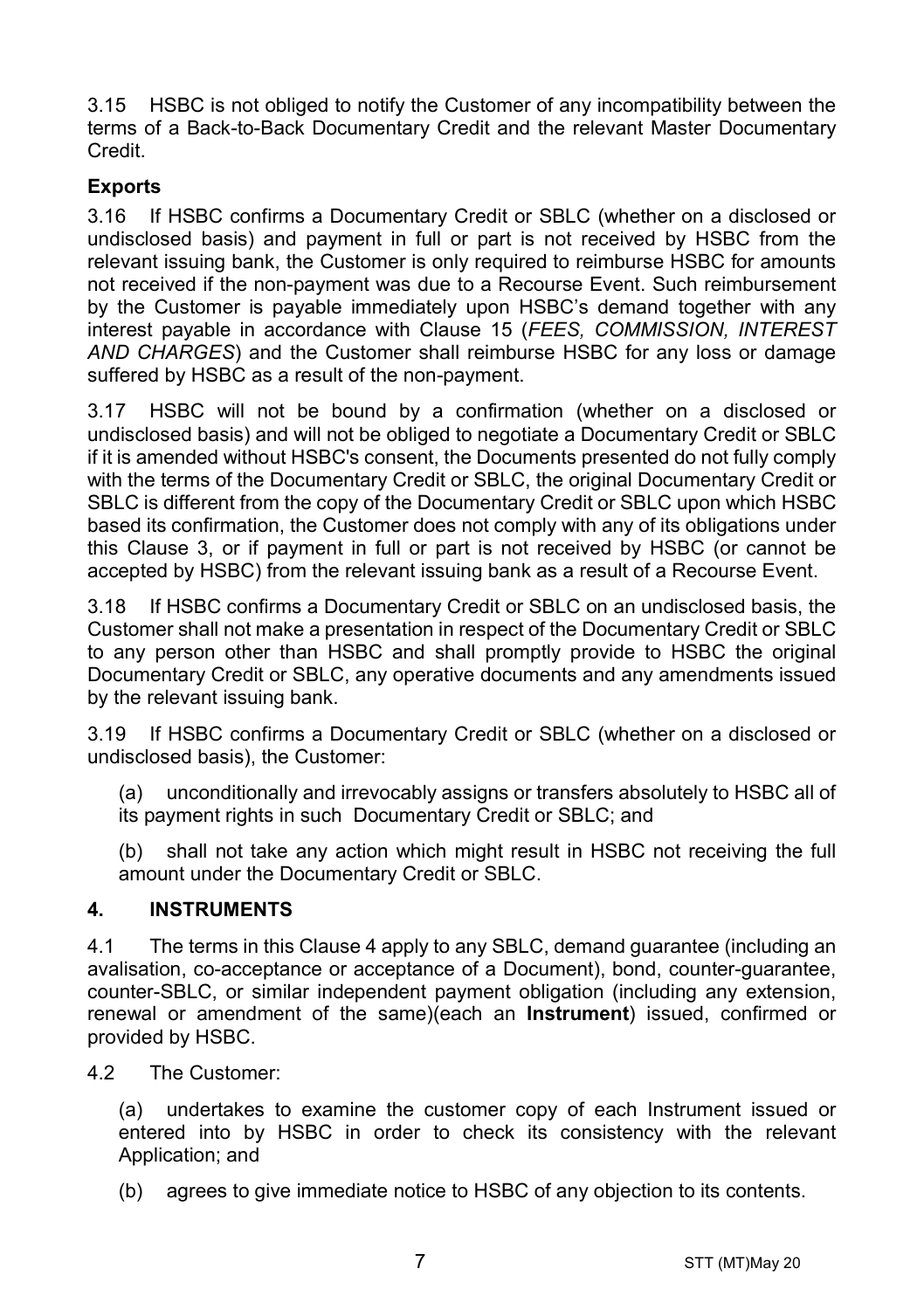3.15 HSBC is not obliged to notify the Customer of any incompatibility between the terms of a Back-to-Back Documentary Credit and the relevant Master Documentary Credit.

**Exports**

3.16 If HSBC confirms a Documentary Credit or SBLC (whether on a disclosed or undisclosed basis) and payment in full or part is not received by HSBC from the relevant issuing bank, the Customer is only required to reimburse HSBC for amounts not received if the non-payment was due to a Recourse Event. Such reimbursement by the Customer is payable immediately upon HSBC's demand together with any interest payable in accordance with Clause 15 (*FEES, COMMISSION, INTEREST AND CHARGES*) and the Customer shall reimburse HSBC for any loss or damage suffered by HSBC as a result of the non-payment.

3.17 HSBC will not be bound by a confirmation (whether on a disclosed or undisclosed basis) and will not be obliged to negotiate a Documentary Credit or SBLC if it is amended without HSBC's consent, the Documents presented do not fully comply with the terms of the Documentary Credit or SBLC, the original Documentary Credit or SBLC is different from the copy of the Documentary Credit or SBLC upon which HSBC based its confirmation, the Customer does not comply with any of its obligations under this Clause 3, or if payment in full or part is not received by HSBC (or cannot be accepted by HSBC) from the relevant issuing bank as a result of a Recourse Event.

3.18 If HSBC confirms a Documentary Credit or SBLC on an undisclosed basis, the Customer shall not make a presentation in respect of the Documentary Credit or SBLC to any person other than HSBC and shall promptly provide to HSBC the original Documentary Credit or SBLC, any operative documents and any amendments issued by the relevant issuing bank.

3.19 If HSBC confirms a Documentary Credit or SBLC (whether on a disclosed or undisclosed basis), the Customer:

(a) unconditionally and irrevocably assigns or transfers absolutely to HSBC all of its payment rights in such Documentary Credit or SBLC; and

(b) shall not take any action which might result in HSBC not receiving the full amount under the Documentary Credit or SBLC.

## 4. INSTRUMENTS

4.1 The terms in this Clause 4 apply to any SBLC, demand guarantee (including an avalisation, co-acceptance or acceptance of a Document), bond, counter-guarantee, counter-SBLC, or similar independent payment obligation (including any extension, renewal or amendment of the same)(each an **Instrument**) issued, confirmed or provided by HSBC.

4.2 The Customer:

(a) undertakes to examine the customer copy of each Instrument issued or entered into by HSBC in order to check its consistency with the relevant Application; and

(b) agrees to give immediate notice to HSBC of any objection to its contents.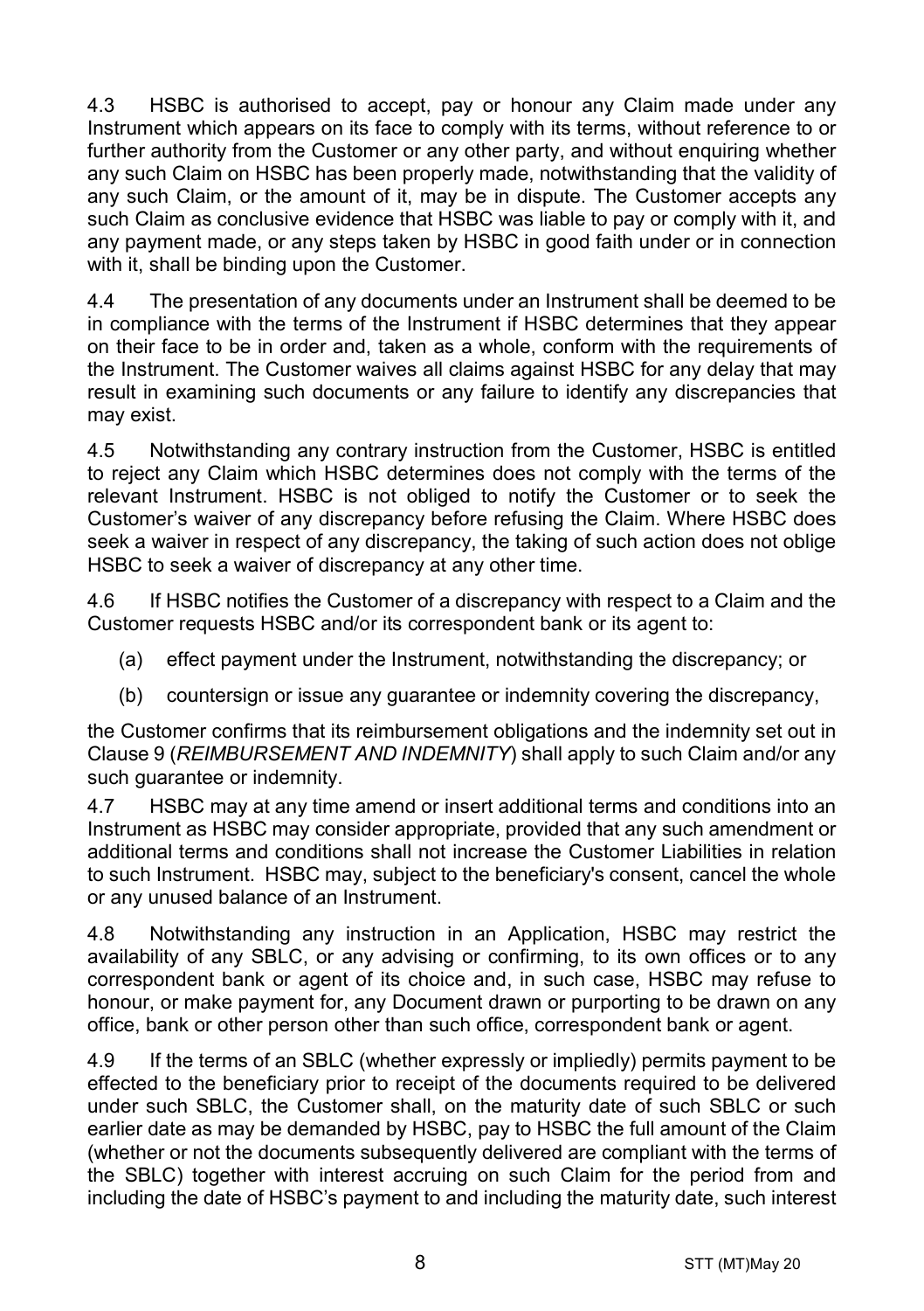4.3 HSBC is authorised to accept, pay or honour any Claim made under any Instrument which appears on its face to comply with its terms, without reference to or further authority from the Customer or any other party, and without enquiring whether any such Claim on HSBC has been properly made, notwithstanding that the validity of any such Claim, or the amount of it, may be in dispute. The Customer accepts any such Claim as conclusive evidence that HSBC was liable to pay or comply with it, and any payment made, or any steps taken by HSBC in good faith under or in connection with it, shall be binding upon the Customer.

4.4 The presentation of any documents under an Instrument shall be deemed to be in compliance with the terms of the Instrument if HSBC determines that they appear on their face to be in order and, taken as a whole, conform with the requirements of the Instrument. The Customer waives all claims against HSBC for any delay that may result in examining such documents or any failure to identify any discrepancies that may exist.

4.5 Notwithstanding any contrary instruction from the Customer, HSBC is entitled to reject any Claim which HSBC determines does not comply with the terms of the relevant Instrument. HSBC is not obliged to notify the Customer or to seek the Customer's waiver of any discrepancy before refusing the Claim. Where HSBC does seek a waiver in respect of any discrepancy, the taking of such action does not oblige HSBC to seek a waiver of discrepancy at any other time.

4.6 If HSBC notifies the Customer of a discrepancy with respect to a Claim and the Customer requests HSBC and/or its correspondent bank or its agent to:

(a) effect payment under the Instrument, notwithstanding the discrepancy; or

(b) countersign or issue any guarantee or indemnity covering the discrepancy,

the Customer confirms that its reimbursement obligations and the indemnity set out in Clause 9 (*REIMBURSEMENT AND INDEMNITY*) shall apply to such Claim and/or any such guarantee or indemnity.

4.7 HSBC may at any time amend or insert additional terms and conditions into an Instrument as HSBC may consider appropriate, provided that any such amendment or additional terms and conditions shall not increase the Customer Liabilities in relation to such Instrument. HSBC may, subject to the beneficiary's consent, cancel the whole or any unused balance of an Instrument.

4.8 Notwithstanding any instruction in an Application, HSBC may restrict the availability of any SBLC, or any advising or confirming, to its own offices or to any correspondent bank or agent of its choice and, in such case, HSBC may refuse to honour, or make payment for, any Document drawn or purporting to be drawn on any office, bank or other person other than such office, correspondent bank or agent.

4.9 If the terms of an SBLC (whether expressly or impliedly) permits payment to be effected to the beneficiary prior to receipt of the documents required to be delivered under such SBLC, the Customer shall, on the maturity date of such SBLC or such earlier date as may be demanded by HSBC, pay to HSBC the full amount of the Claim (whether or not the documents subsequently delivered are compliant with the terms of the SBLC) together with interest accruing on such Claim for the period from and including the date of HSBC's payment to and including the maturity date, such interest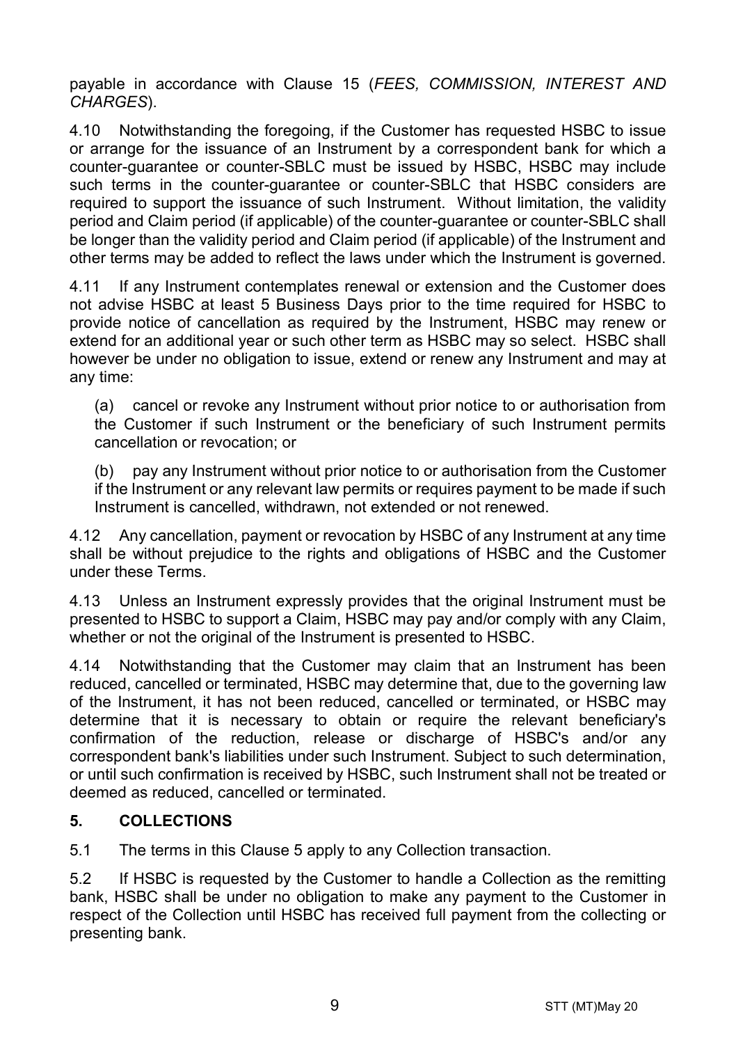payable in accordance with Clause 15 (*FEES, COMMISSION, INTEREST AND CHARGES*).

4.10 Notwithstanding the foregoing, if the Customer has requested HSBC to issue or arrange for the issuance of an Instrument by a correspondent bank for which a counter-guarantee or counter-SBLC must be issued by HSBC, HSBC may include such terms in the counter-guarantee or counter-SBLC that HSBC considers are required to support the issuance of such Instrument. Without limitation, the validity period and Claim period (if applicable) of the counter-guarantee or counter-SBLC shall be longer than the validity period and Claim period (if applicable) of the Instrument and other terms may be added to reflect the laws under which the Instrument is governed.

4.11 If any Instrument contemplates renewal or extension and the Customer does not advise HSBC at least 5 Business Days prior to the time required for HSBC to provide notice of cancellation as required by the Instrument, HSBC may renew or extend for an additional year or such other term as HSBC may so select. HSBC shall however be under no obligation to issue, extend or renew any Instrument and may at any time:

(a) cancel or revoke any Instrument without prior notice to or authorisation from the Customer if such Instrument or the beneficiary of such Instrument permits cancellation or revocation; or

(b) pay any Instrument without prior notice to or authorisation from the Customer if the Instrument or any relevant law permits or requires payment to be made if such Instrument is cancelled, withdrawn, not extended or not renewed.

4.12 Any cancellation, payment or revocation by HSBC of any Instrument at any time shall be without prejudice to the rights and obligations of HSBC and the Customer under these Terms.

4.13 Unless an Instrument expressly provides that the original Instrument must be presented to HSBC to support a Claim, HSBC may pay and/or comply with any Claim, whether or not the original of the Instrument is presented to HSBC.

4.14 Notwithstanding that the Customer may claim that an Instrument has been reduced, cancelled or terminated, HSBC may determine that, due to the governing law of the Instrument, it has not been reduced, cancelled or terminated, or HSBC may determine that it is necessary to obtain or require the relevant beneficiary's confirmation of the reduction, release or discharge of HSBC's and/or any correspondent bank's liabilities under such Instrument. Subject to such determination, or until such confirmation is received by HSBC, such Instrument shall not be treated or deemed as reduced, cancelled or terminated.

## 5. COLLECTIONS

5.1 The terms in this Clause 5 apply to any Collection transaction.

5.2 If HSBC is requested by the Customer to handle a Collection as the remitting bank, HSBC shall be under no obligation to make any payment to the Customer in respect of the Collection until HSBC has received full payment from the collecting or presenting bank.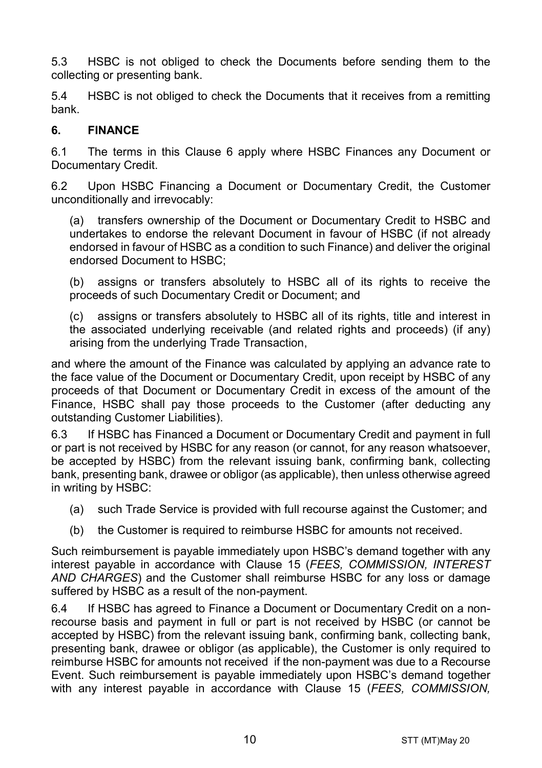5.3 HSBC is not obliged to check the Documents before sending them to the collecting or presenting bank.

5.4 HSBC is not obliged to check the Documents that it receives from a remitting bank.

## 6. FINANCE

6.1 The terms in this Clause 6 apply where HSBC Finances any Document or Documentary Credit.

6.2 Upon HSBC Financing a Document or Documentary Credit, the Customer unconditionally and irrevocably:

(a) transfers ownership of the Document or Documentary Credit to HSBC and undertakes to endorse the relevant Document in favour of HSBC (if not already endorsed in favour of HSBC as a condition to such Finance) and deliver the original endorsed Document to HSBC;

(b) assigns or transfers absolutely to HSBC all of its rights to receive the proceeds of such Documentary Credit or Document; and

(c) assigns or transfers absolutely to HSBC all of its rights, title and interest in the associated underlying receivable (and related rights and proceeds) (if any) arising from the underlying Trade Transaction,

and where the amount of the Finance was calculated by applying an advance rate to the face value of the Document or Documentary Credit, upon receipt by HSBC of any proceeds of that Document or Documentary Credit in excess of the amount of the Finance, HSBC shall pay those proceeds to the Customer (after deducting any outstanding Customer Liabilities).

6.3 If HSBC has Financed a Document or Documentary Credit and payment in full or part is not received by HSBC for any reason (or cannot, for any reason whatsoever, be accepted by HSBC) from the relevant issuing bank, confirming bank, collecting bank, presenting bank, drawee or obligor (as applicable), then unless otherwise agreed in writing by HSBC:

(a) such Trade Service is provided with full recourse against the Customer; and

(b) the Customer is required to reimburse HSBC for amounts not received.

Such reimbursement is payable immediately upon HSBC's demand together with any interest payable in accordance with Clause 15 (*FEES, COMMISSION, INTEREST AND CHARGES*) and the Customer shall reimburse HSBC for any loss or damage suffered by HSBC as a result of the non-payment.

6.4 If HSBC has agreed to Finance a Document or Documentary Credit on a non-recourse basis and payment in full or part is not received by HSBC (or cannot be accepted by HSBC) from the relevant issuing bank, confirming bank, collecting bank, presenting bank, drawee or obligor (as applicable), the Customer is only required to reimburse HSBC for amounts not received if the non-payment was due to a Recourse Event. Such reimbursement is payable immediately upon HSBC's demand together with any interest payable in accordance with Clause 15 (*FEES, COMMISSION,*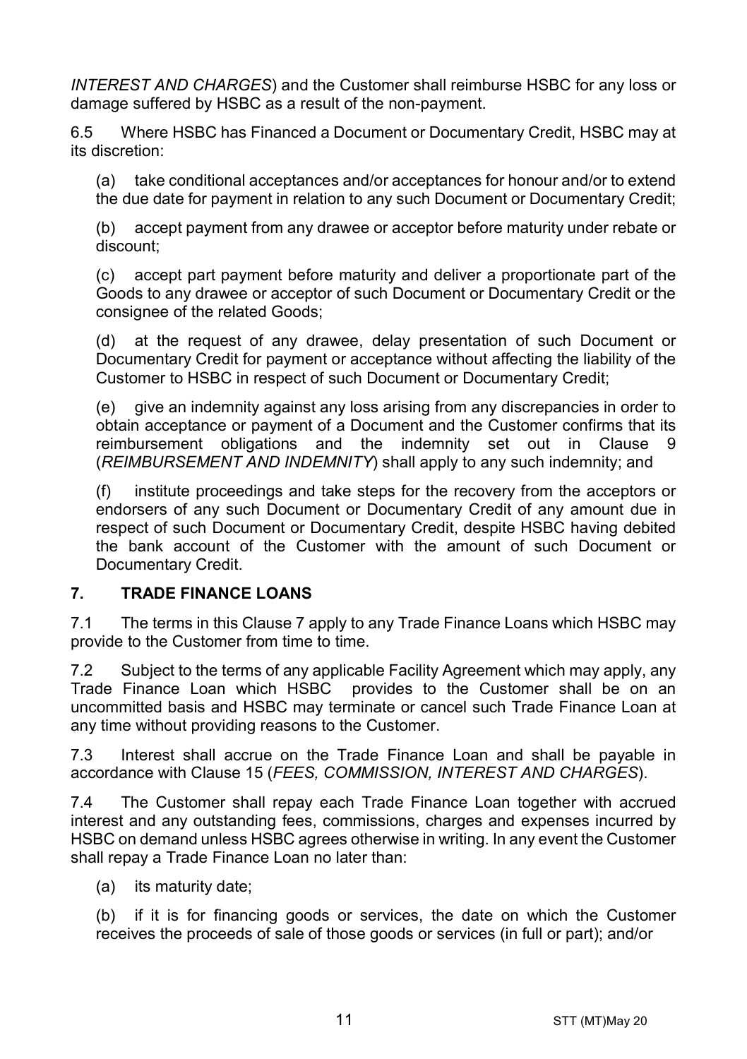*INTEREST AND CHARGES*) and the Customer shall reimburse HSBC for any loss or damage suffered by HSBC as a result of the non-payment.

6.5 Where HSBC has Financed a Document or Documentary Credit, HSBC may at its discretion:

(a) take conditional acceptances and/or acceptances for honour and/or to extend the due date for payment in relation to any such Document or Documentary Credit;

(b) accept payment from any drawee or acceptor before maturity under rebate or discount;

(c) accept part payment before maturity and deliver a proportionate part of the Goods to any drawee or acceptor of such Document or Documentary Credit or the consignee of the related Goods;

(d) at the request of any drawee, delay presentation of such Document or Documentary Credit for payment or acceptance without affecting the liability of the Customer to HSBC in respect of such Document or Documentary Credit;

(e) give an indemnity against any loss arising from any discrepancies in order to obtain acceptance or payment of a Document and the Customer confirms that its reimbursement obligations and the indemnity set out in Clause 9 (*REIMBURSEMENT AND INDEMNITY*) shall apply to any such indemnity; and

(f) institute proceedings and take steps for the recovery from the acceptors or endorsers of any such Document or Documentary Credit of any amount due in respect of such Document or Documentary Credit, despite HSBC having debited the bank account of the Customer with the amount of such Document or Documentary Credit.

## 7. TRADE FINANCE LOANS

7.1 The terms in this Clause 7 apply to any Trade Finance Loans which HSBC may provide to the Customer from time to time.

7.2 Subject to the terms of any applicable Facility Agreement which may apply, any Trade Finance Loan which HSBC provides to the Customer shall be on an uncommitted basis and HSBC may terminate or cancel such Trade Finance Loan at any time without providing reasons to the Customer.

7.3 Interest shall accrue on the Trade Finance Loan and shall be payable in accordance with Clause 15 (*FEES, COMMISSION, INTEREST AND CHARGES*).

7.4 The Customer shall repay each Trade Finance Loan together with accrued interest and any outstanding fees, commissions, charges and expenses incurred by HSBC on demand unless HSBC agrees otherwise in writing. In any event the Customer shall repay a Trade Finance Loan no later than:

(a) its maturity date;

(b) if it is for financing goods or services, the date on which the Customer receives the proceeds of sale of those goods or services (in full or part); and/or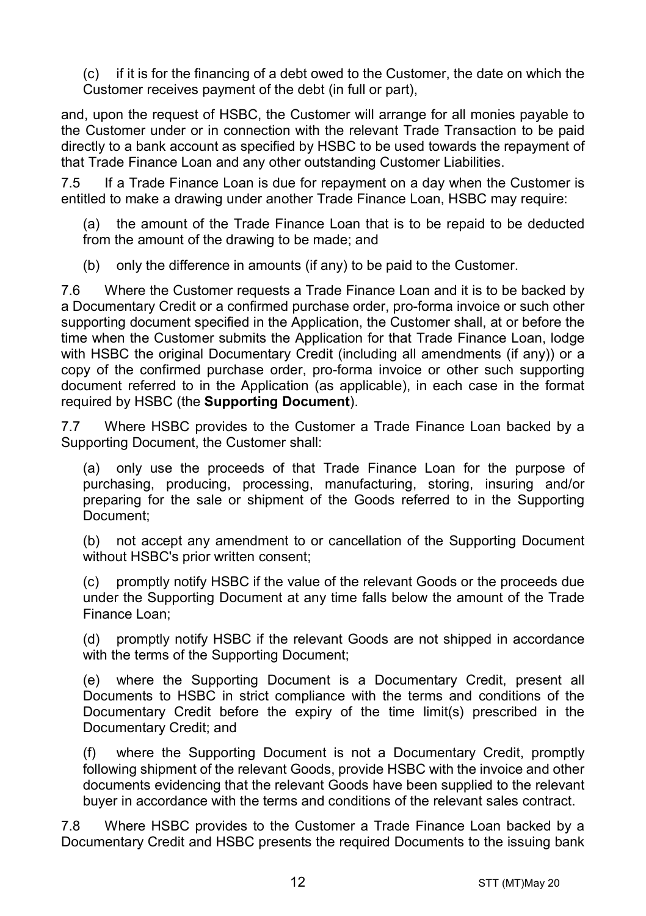(c) if it is for the financing of a debt owed to the Customer, the date on which the Customer receives payment of the debt (in full or part),

and, upon the request of HSBC, the Customer will arrange for all monies payable to the Customer under or in connection with the relevant Trade Transaction to be paid directly to a bank account as specified by HSBC to be used towards the repayment of that Trade Finance Loan and any other outstanding Customer Liabilities.

7.5 If a Trade Finance Loan is due for repayment on a day when the Customer is entitled to make a drawing under another Trade Finance Loan, HSBC may require:

(a) the amount of the Trade Finance Loan that is to be repaid to be deducted from the amount of the drawing to be made; and

(b) only the difference in amounts (if any) to be paid to the Customer.

7.6 Where the Customer requests a Trade Finance Loan and it is to be backed by a Documentary Credit or a confirmed purchase order, pro-forma invoice or such other supporting document specified in the Application, the Customer shall, at or before the time when the Customer submits the Application for that Trade Finance Loan, lodge with HSBC the original Documentary Credit (including all amendments (if any)) or a copy of the confirmed purchase order, pro-forma invoice or other such supporting document referred to in the Application (as applicable), in each case in the format required by HSBC (the **Supporting Document**).

7.7 Where HSBC provides to the Customer a Trade Finance Loan backed by a Supporting Document, the Customer shall:

(a) only use the proceeds of that Trade Finance Loan for the purpose of purchasing, producing, processing, manufacturing, storing, insuring and/or preparing for the sale or shipment of the Goods referred to in the Supporting Document;

(b) not accept any amendment to or cancellation of the Supporting Document without HSBC's prior written consent;

(c) promptly notify HSBC if the value of the relevant Goods or the proceeds due under the Supporting Document at any time falls below the amount of the Trade Finance Loan;

(d) promptly notify HSBC if the relevant Goods are not shipped in accordance with the terms of the Supporting Document;

(e) where the Supporting Document is a Documentary Credit, present all Documents to HSBC in strict compliance with the terms and conditions of the Documentary Credit before the expiry of the time limit(s) prescribed in the Documentary Credit; and

(f) where the Supporting Document is not a Documentary Credit, promptly following shipment of the relevant Goods, provide HSBC with the invoice and other documents evidencing that the relevant Goods have been supplied to the relevant buyer in accordance with the terms and conditions of the relevant sales contract.

7.8 Where HSBC provides to the Customer a Trade Finance Loan backed by a Documentary Credit and HSBC presents the required Documents to the issuing bank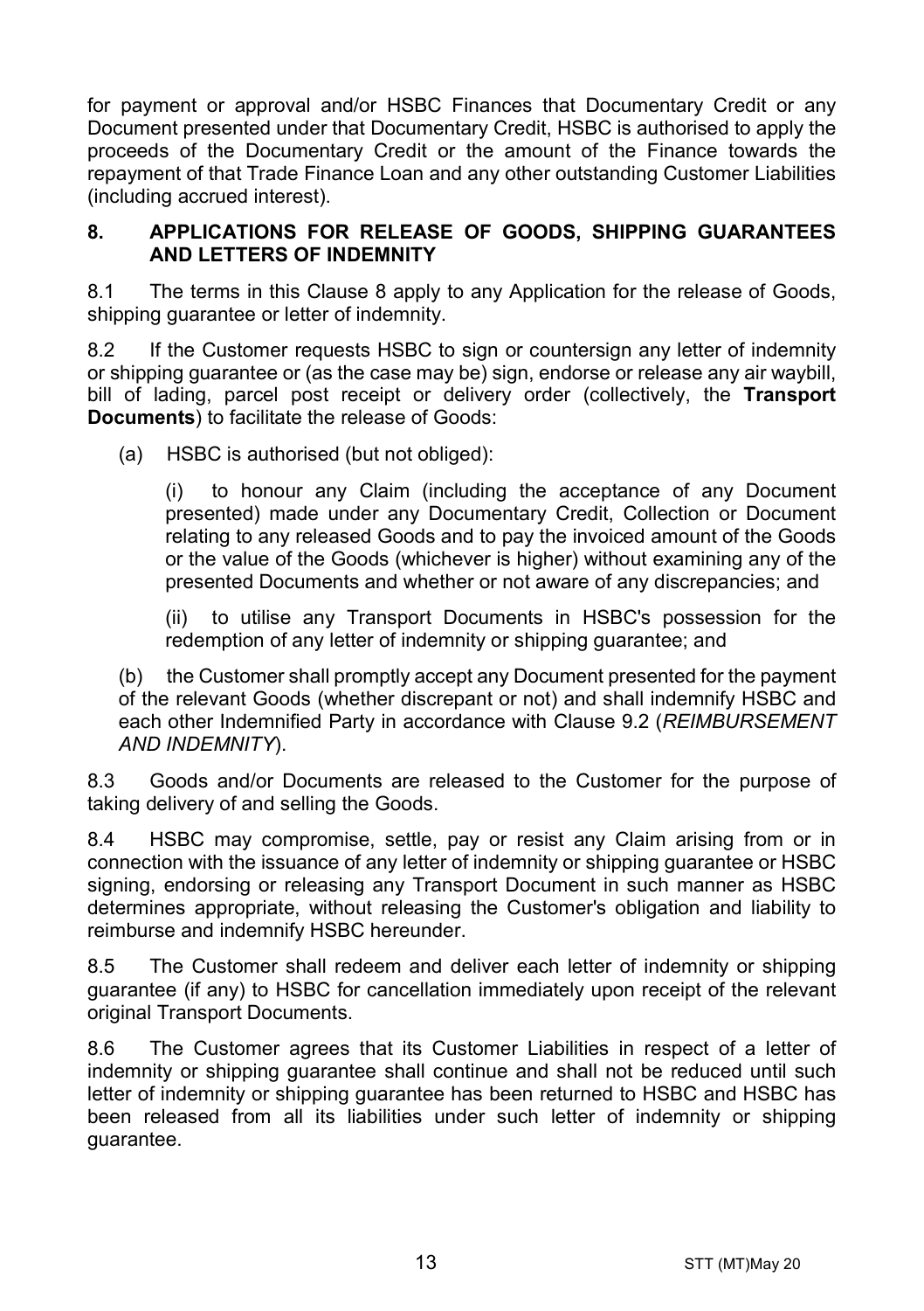for payment or approval and/or HSBC Finances that Documentary Credit or any Document presented under that Documentary Credit, HSBC is authorised to apply the proceeds of the Documentary Credit or the amount of the Finance towards the repayment of that Trade Finance Loan and any other outstanding Customer Liabilities (including accrued interest).

## 8. APPLICATIONS FOR RELEASE OF GOODS, SHIPPING GUARANTEES AND LETTERS OF INDEMNITY

8.1 The terms in this Clause 8 apply to any Application for the release of Goods, shipping guarantee or letter of indemnity.

8.2 If the Customer requests HSBC to sign or countersign any letter of indemnity or shipping guarantee or (as the case may be) sign, endorse or release any air waybill, bill of lading, parcel post receipt or delivery order (collectively, the **Transport Documents**) to facilitate the release of Goods:

(a) HSBC is authorised (but not obliged):

(i) to honour any Claim (including the acceptance of any Document presented) made under any Documentary Credit, Collection or Document relating to any released Goods and to pay the invoiced amount of the Goods or the value of the Goods (whichever is higher) without examining any of the presented Documents and whether or not aware of any discrepancies; and

(ii) to utilise any Transport Documents in HSBC's possession for the redemption of any letter of indemnity or shipping guarantee; and

(b) the Customer shall promptly accept any Document presented for the payment of the relevant Goods (whether discrepant or not) and shall indemnify HSBC and each other Indemnified Party in accordance with Clause 9.2 (*REIMBURSEMENT AND INDEMNITY*).

8.3 Goods and/or Documents are released to the Customer for the purpose of taking delivery of and selling the Goods.

8.4 HSBC may compromise, settle, pay or resist any Claim arising from or in connection with the issuance of any letter of indemnity or shipping guarantee or HSBC signing, endorsing or releasing any Transport Document in such manner as HSBC determines appropriate, without releasing the Customer's obligation and liability to reimburse and indemnify HSBC hereunder.

8.5 The Customer shall redeem and deliver each letter of indemnity or shipping guarantee (if any) to HSBC for cancellation immediately upon receipt of the relevant original Transport Documents.

8.6 The Customer agrees that its Customer Liabilities in respect of a letter of indemnity or shipping guarantee shall continue and shall not be reduced until such letter of indemnity or shipping guarantee has been returned to HSBC and HSBC has been released from all its liabilities under such letter of indemnity or shipping guarantee.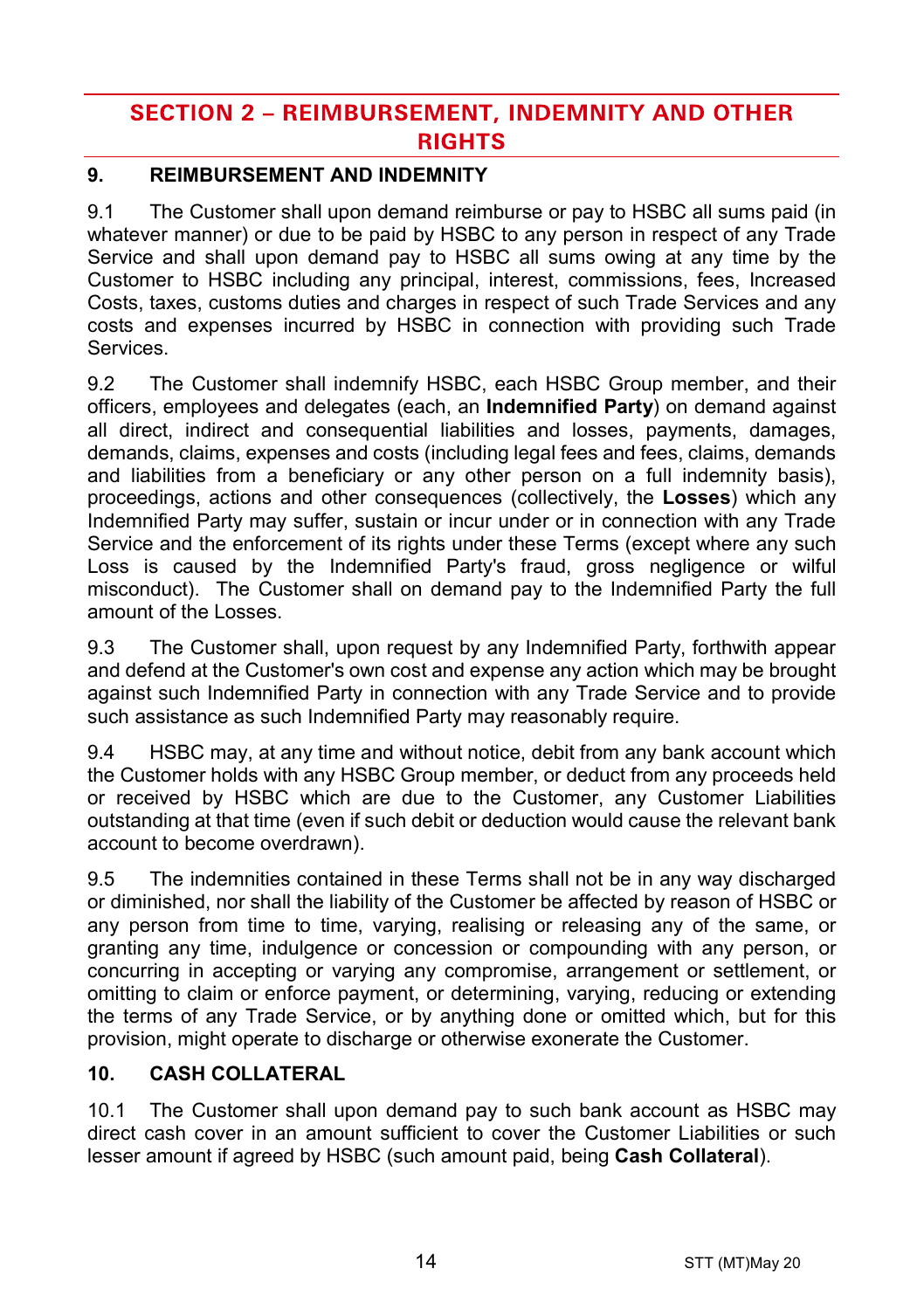# SECTION 2 – REIMBURSEMENT, INDEMNITY AND OTHER RIGHTS

## 9. REIMBURSEMENT AND INDEMNITY

9.1 The Customer shall upon demand reimburse or pay to HSBC all sums paid (in whatever manner) or due to be paid by HSBC to any person in respect of any Trade Service and shall upon demand pay to HSBC all sums owing at any time by the Customer to HSBC including any principal, interest, commissions, fees, Increased Costs, taxes, customs duties and charges in respect of such Trade Services and any costs and expenses incurred by HSBC in connection with providing such Trade Services.

9.2 The Customer shall indemnify HSBC, each HSBC Group member, and their officers, employees and delegates (each, an **Indemnified Party**) on demand against all direct, indirect and consequential liabilities and losses, payments, damages, demands, claims, expenses and costs (including legal fees and fees, claims, demands and liabilities from a beneficiary or any other person on a full indemnity basis), proceedings, actions and other consequences (collectively, the **Losses**) which any Indemnified Party may suffer, sustain or incur under or in connection with any Trade Service and the enforcement of its rights under these Terms (except where any such Loss is caused by the Indemnified Party's fraud, gross negligence or wilful misconduct). The Customer shall on demand pay to the Indemnified Party the full amount of the Losses.

9.3 The Customer shall, upon request by any Indemnified Party, forthwith appear and defend at the Customer's own cost and expense any action which may be brought against such Indemnified Party in connection with any Trade Service and to provide such assistance as such Indemnified Party may reasonably require.

9.4 HSBC may, at any time and without notice, debit from any bank account which the Customer holds with any HSBC Group member, or deduct from any proceeds held or received by HSBC which are due to the Customer, any Customer Liabilities outstanding at that time (even if such debit or deduction would cause the relevant bank account to become overdrawn).

9.5 The indemnities contained in these Terms shall not be in any way discharged or diminished, nor shall the liability of the Customer be affected by reason of HSBC or any person from time to time, varying, realising or releasing any of the same, or granting any time, indulgence or concession or compounding with any person, or concurring in accepting or varying any compromise, arrangement or settlement, or omitting to claim or enforce payment, or determining, varying, reducing or extending the terms of any Trade Service, or by anything done or omitted which, but for this provision, might operate to discharge or otherwise exonerate the Customer.

## 10. CASH COLLATERAL

10.1 The Customer shall upon demand pay to such bank account as HSBC may direct cash cover in an amount sufficient to cover the Customer Liabilities or such lesser amount if agreed by HSBC (such amount paid, being **Cash Collateral**).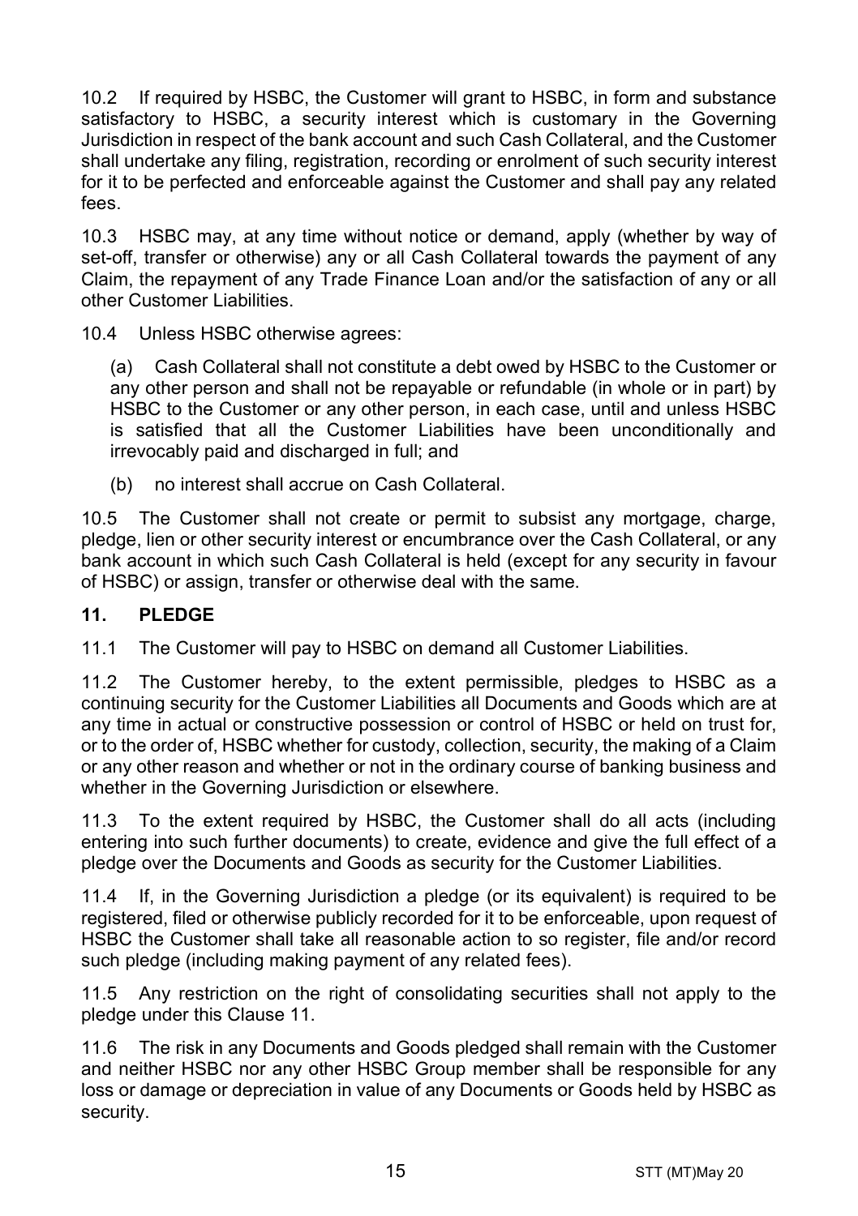10.2 If required by HSBC, the Customer will grant to HSBC, in form and substance satisfactory to HSBC, a security interest which is customary in the Governing Jurisdiction in respect of the bank account and such Cash Collateral, and the Customer shall undertake any filing, registration, recording or enrolment of such security interest for it to be perfected and enforceable against the Customer and shall pay any related fees.

10.3 HSBC may, at any time without notice or demand, apply (whether by way of set-off, transfer or otherwise) any or all Cash Collateral towards the payment of any Claim, the repayment of any Trade Finance Loan and/or the satisfaction of any or all other Customer Liabilities.

10.4 Unless HSBC otherwise agrees:

(a) Cash Collateral shall not constitute a debt owed by HSBC to the Customer or any other person and shall not be repayable or refundable (in whole or in part) by HSBC to the Customer or any other person, in each case, until and unless HSBC is satisfied that all the Customer Liabilities have been unconditionally and irrevocably paid and discharged in full; and

(b) no interest shall accrue on Cash Collateral.

10.5 The Customer shall not create or permit to subsist any mortgage, charge, pledge, lien or other security interest or encumbrance over the Cash Collateral, or any bank account in which such Cash Collateral is held (except for any security in favour of HSBC) or assign, transfer or otherwise deal with the same.

## 11. PLEDGE

11.1 The Customer will pay to HSBC on demand all Customer Liabilities.

11.2 The Customer hereby, to the extent permissible, pledges to HSBC as a continuing security for the Customer Liabilities all Documents and Goods which are at any time in actual or constructive possession or control of HSBC or held on trust for, or to the order of, HSBC whether for custody, collection, security, the making of a Claim or any other reason and whether or not in the ordinary course of banking business and whether in the Governing Jurisdiction or elsewhere.

11.3 To the extent required by HSBC, the Customer shall do all acts (including entering into such further documents) to create, evidence and give the full effect of a pledge over the Documents and Goods as security for the Customer Liabilities.

11.4 If, in the Governing Jurisdiction a pledge (or its equivalent) is required to be registered, filed or otherwise publicly recorded for it to be enforceable, upon request of HSBC the Customer shall take all reasonable action to so register, file and/or record such pledge (including making payment of any related fees).

11.5 Any restriction on the right of consolidating securities shall not apply to the pledge under this Clause 11.

11.6 The risk in any Documents and Goods pledged shall remain with the Customer and neither HSBC nor any other HSBC Group member shall be responsible for any loss or damage or depreciation in value of any Documents or Goods held by HSBC as security.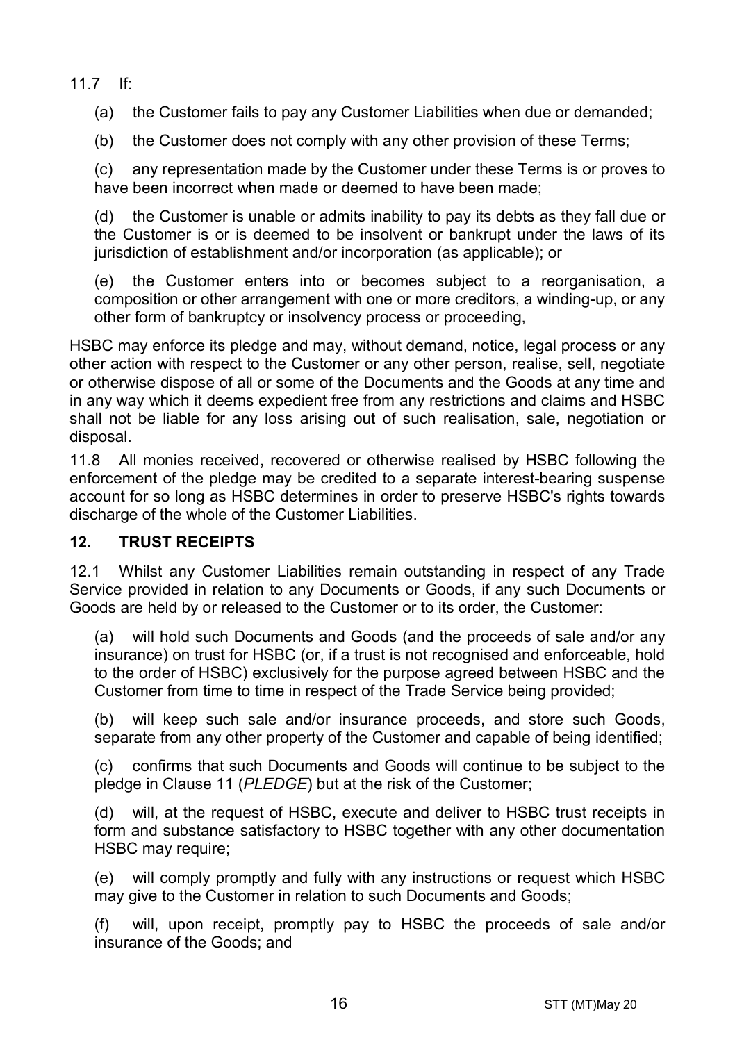11.7 If:

(a) the Customer fails to pay any Customer Liabilities when due or demanded;

(b) the Customer does not comply with any other provision of these Terms;

(c) any representation made by the Customer under these Terms is or proves to have been incorrect when made or deemed to have been made;

(d) the Customer is unable or admits inability to pay its debts as they fall due or the Customer is or is deemed to be insolvent or bankrupt under the laws of its jurisdiction of establishment and/or incorporation (as applicable); or

(e) the Customer enters into or becomes subject to a reorganisation, a composition or other arrangement with one or more creditors, a winding-up, or any other form of bankruptcy or insolvency process or proceeding,

HSBC may enforce its pledge and may, without demand, notice, legal process or any other action with respect to the Customer or any other person, realise, sell, negotiate or otherwise dispose of all or some of the Documents and the Goods at any time and in any way which it deems expedient free from any restrictions and claims and HSBC shall not be liable for any loss arising out of such realisation, sale, negotiation or disposal.

11.8 All monies received, recovered or otherwise realised by HSBC following the enforcement of the pledge may be credited to a separate interest-bearing suspense account for so long as HSBC determines in order to preserve HSBC's rights towards discharge of the whole of the Customer Liabilities.

## 12. TRUST RECEIPTS

12.1 Whilst any Customer Liabilities remain outstanding in respect of any Trade Service provided in relation to any Documents or Goods, if any such Documents or Goods are held by or released to the Customer or to its order, the Customer:

(a) will hold such Documents and Goods (and the proceeds of sale and/or any insurance) on trust for HSBC (or, if a trust is not recognised and enforceable, hold to the order of HSBC) exclusively for the purpose agreed between HSBC and the Customer from time to time in respect of the Trade Service being provided;

(b) will keep such sale and/or insurance proceeds, and store such Goods, separate from any other property of the Customer and capable of being identified;

(c) confirms that such Documents and Goods will continue to be subject to the pledge in Clause 11 (*PLEDGE*) but at the risk of the Customer;

(d) will, at the request of HSBC, execute and deliver to HSBC trust receipts in form and substance satisfactory to HSBC together with any other documentation HSBC may require;

(e) will comply promptly and fully with any instructions or request which HSBC may give to the Customer in relation to such Documents and Goods;

(f) will, upon receipt, promptly pay to HSBC the proceeds of sale and/or insurance of the Goods; and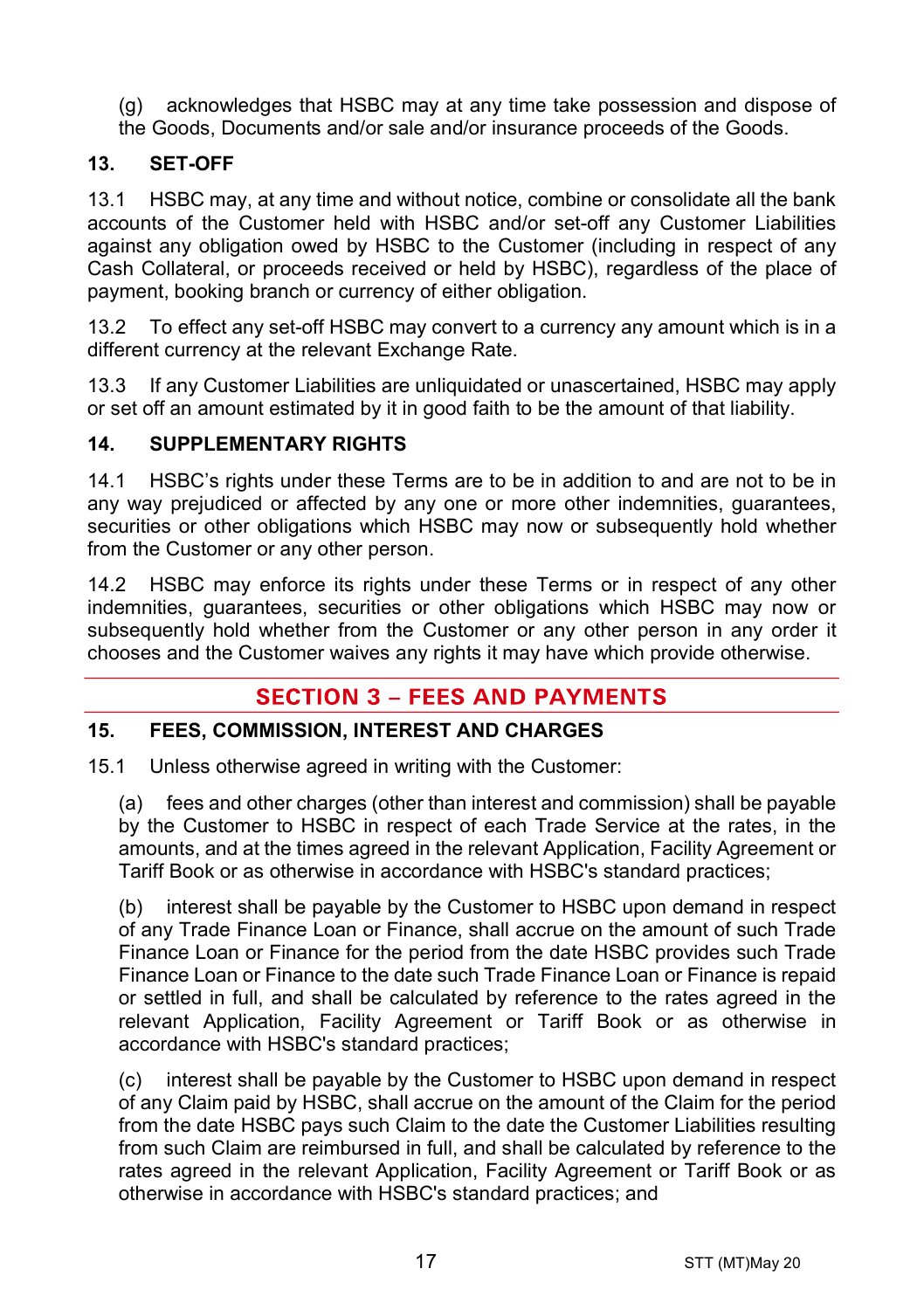(g) acknowledges that HSBC may at any time take possession and dispose of the Goods, Documents and/or sale and/or insurance proceeds of the Goods.

### 13. SET-OFF

13.1 HSBC may, at any time and without notice, combine or consolidate all the bank accounts of the Customer held with HSBC and/or set-off any Customer Liabilities against any obligation owed by HSBC to the Customer (including in respect of any Cash Collateral, or proceeds received or held by HSBC), regardless of the place of payment, booking branch or currency of either obligation.

13.2 To effect any set-off HSBC may convert to a currency any amount which is in a different currency at the relevant Exchange Rate.

13.3 If any Customer Liabilities are unliquidated or unascertained, HSBC may apply or set off an amount estimated by it in good faith to be the amount of that liability.

### 14. SUPPLEMENTARY RIGHTS

14.1 HSBC's rights under these Terms are to be in addition to and are not to be in any way prejudiced or affected by any one or more other indemnities, guarantees, securities or other obligations which HSBC may now or subsequently hold whether from the Customer or any other person.

14.2 HSBC may enforce its rights under these Terms or in respect of any other indemnities, guarantees, securities or other obligations which HSBC may now or subsequently hold whether from the Customer or any other person in any order it chooses and the Customer waives any rights it may have which provide otherwise.

## SECTION 3 – FEES AND PAYMENTS

### 15. FEES, COMMISSION, INTEREST AND CHARGES

15.1 Unless otherwise agreed in writing with the Customer:

(a) fees and other charges (other than interest and commission) shall be payable by the Customer to HSBC in respect of each Trade Service at the rates, in the amounts, and at the times agreed in the relevant Application, Facility Agreement or Tariff Book or as otherwise in accordance with HSBC's standard practices;

(b) interest shall be payable by the Customer to HSBC upon demand in respect of any Trade Finance Loan or Finance, shall accrue on the amount of such Trade Finance Loan or Finance for the period from the date HSBC provides such Trade Finance Loan or Finance to the date such Trade Finance Loan or Finance is repaid or settled in full, and shall be calculated by reference to the rates agreed in the relevant Application, Facility Agreement or Tariff Book or as otherwise in accordance with HSBC's standard practices;

(c) interest shall be payable by the Customer to HSBC upon demand in respect of any Claim paid by HSBC, shall accrue on the amount of the Claim for the period from the date HSBC pays such Claim to the date the Customer Liabilities resulting from such Claim are reimbursed in full, and shall be calculated by reference to the rates agreed in the relevant Application, Facility Agreement or Tariff Book or as otherwise in accordance with HSBC's standard practices; and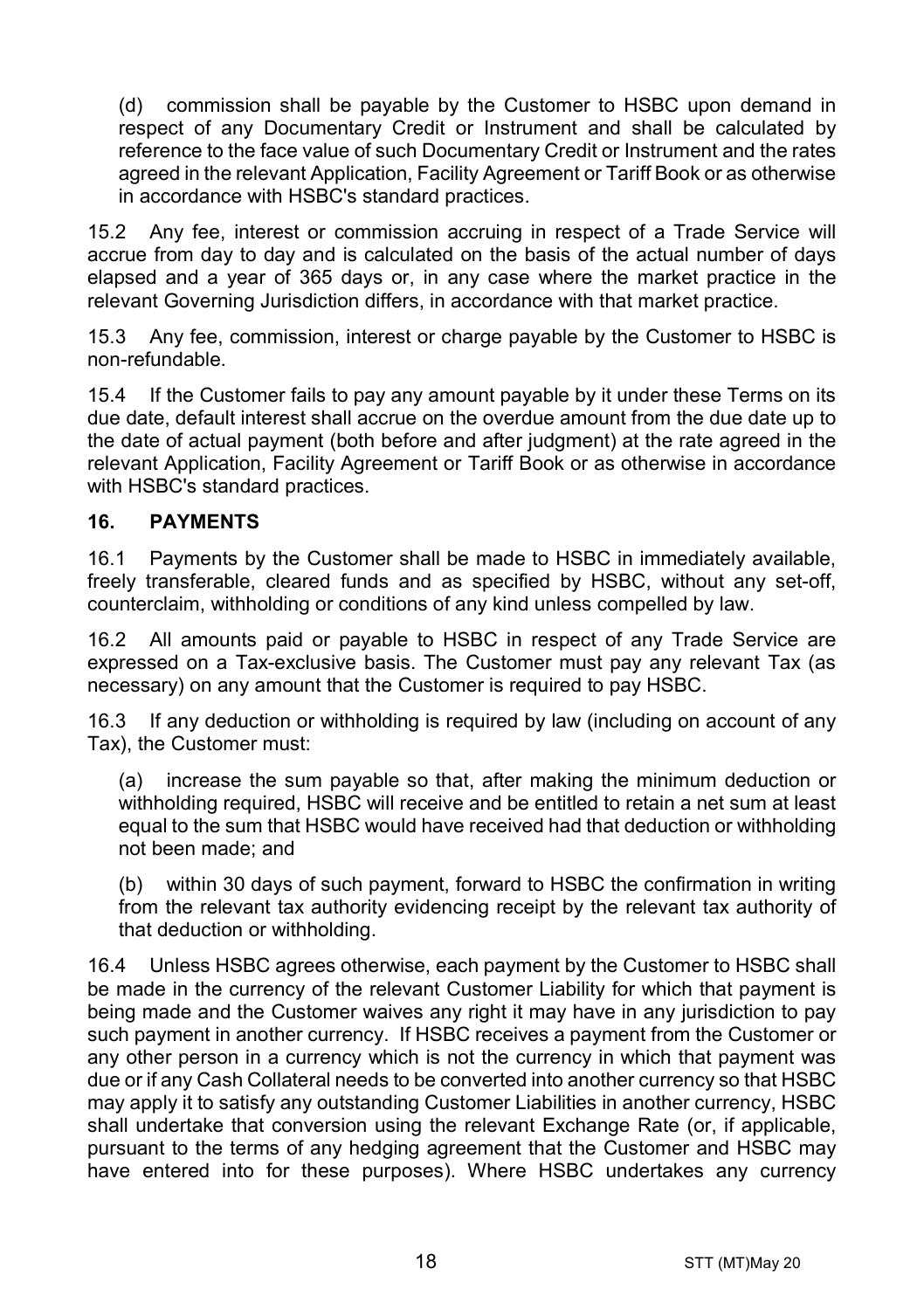(d) commission shall be payable by the Customer to HSBC upon demand in respect of any Documentary Credit or Instrument and shall be calculated by reference to the face value of such Documentary Credit or Instrument and the rates agreed in the relevant Application, Facility Agreement or Tariff Book or as otherwise in accordance with HSBC's standard practices.

15.2 Any fee, interest or commission accruing in respect of a Trade Service will accrue from day to day and is calculated on the basis of the actual number of days elapsed and a year of 365 days or, in any case where the market practice in the relevant Governing Jurisdiction differs, in accordance with that market practice.

15.3 Any fee, commission, interest or charge payable by the Customer to HSBC is non-refundable.

15.4 If the Customer fails to pay any amount payable by it under these Terms on its due date, default interest shall accrue on the overdue amount from the due date up to the date of actual payment (both before and after judgment) at the rate agreed in the relevant Application, Facility Agreement or Tariff Book or as otherwise in accordance with HSBC's standard practices.

## 16. PAYMENTS

16.1 Payments by the Customer shall be made to HSBC in immediately available, freely transferable, cleared funds and as specified by HSBC, without any set-off, counterclaim, withholding or conditions of any kind unless compelled by law.

16.2 All amounts paid or payable to HSBC in respect of any Trade Service are expressed on a Tax-exclusive basis. The Customer must pay any relevant Tax (as necessary) on any amount that the Customer is required to pay HSBC.

16.3 If any deduction or withholding is required by law (including on account of any Tax), the Customer must:

(a) increase the sum payable so that, after making the minimum deduction or withholding required, HSBC will receive and be entitled to retain a net sum at least equal to the sum that HSBC would have received had that deduction or withholding not been made; and

(b) within 30 days of such payment, forward to HSBC the confirmation in writing from the relevant tax authority evidencing receipt by the relevant tax authority of that deduction or withholding.

16.4 Unless HSBC agrees otherwise, each payment by the Customer to HSBC shall be made in the currency of the relevant Customer Liability for which that payment is being made and the Customer waives any right it may have in any jurisdiction to pay such payment in another currency. If HSBC receives a payment from the Customer or any other person in a currency which is not the currency in which that payment was due or if any Cash Collateral needs to be converted into another currency so that HSBC may apply it to satisfy any outstanding Customer Liabilities in another currency, HSBC shall undertake that conversion using the relevant Exchange Rate (or, if applicable, pursuant to the terms of any hedging agreement that the Customer and HSBC may have entered into for these purposes). Where HSBC undertakes any currency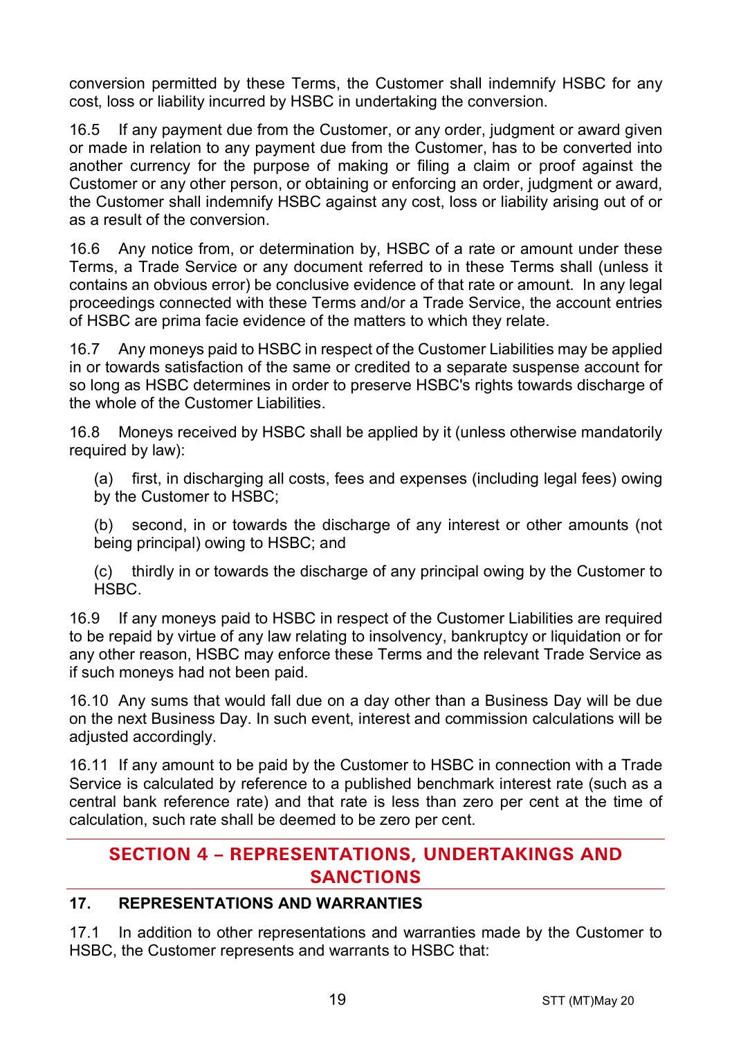conversion permitted by these Terms, the Customer shall indemnify HSBC for any cost, loss or liability incurred by HSBC in undertaking the conversion.

16.5 If any payment due from the Customer, or any order, judgment or award given or made in relation to any payment due from the Customer, has to be converted into another currency for the purpose of making or filing a claim or proof against the Customer or any other person, or obtaining or enforcing an order, judgment or award, the Customer shall indemnify HSBC against any cost, loss or liability arising out of or as a result of the conversion.

16.6 Any notice from, or determination by, HSBC of a rate or amount under these Terms, a Trade Service or any document referred to in these Terms shall (unless it contains an obvious error) be conclusive evidence of that rate or amount. In any legal proceedings connected with these Terms and/or a Trade Service, the account entries of HSBC are prima facie evidence of the matters to which they relate.

16.7 Any moneys paid to HSBC in respect of the Customer Liabilities may be applied in or towards satisfaction of the same or credited to a separate suspense account for so long as HSBC determines in order to preserve HSBC's rights towards discharge of the whole of the Customer Liabilities.

16.8 Moneys received by HSBC shall be applied by it (unless otherwise mandatorily required by law):

(a) first, in discharging all costs, fees and expenses (including legal fees) owing by the Customer to HSBC;

(b) second, in or towards the discharge of any interest or other amounts (not being principal) owing to HSBC; and

(c) thirdly in or towards the discharge of any principal owing by the Customer to HSBC.

16.9 If any moneys paid to HSBC in respect of the Customer Liabilities are required to be repaid by virtue of any law relating to insolvency, bankruptcy or liquidation or for any other reason, HSBC may enforce these Terms and the relevant Trade Service as if such moneys had not been paid.

16.10 Any sums that would fall due on a day other than a Business Day will be due on the next Business Day. In such event, interest and commission calculations will be adjusted accordingly.

16.11 If any amount to be paid by the Customer to HSBC in connection with a Trade Service is calculated by reference to a published benchmark interest rate (such as a central bank reference rate) and that rate is less than zero per cent at the time of calculation, such rate shall be deemed to be zero per cent.

## SECTION 4 – REPRESENTATIONS, UNDERTAKINGS AND SANCTIONS

### 17. REPRESENTATIONS AND WARRANTIES

17.1 In addition to other representations and warranties made by the Customer to HSBC, the Customer represents and warrants to HSBC that: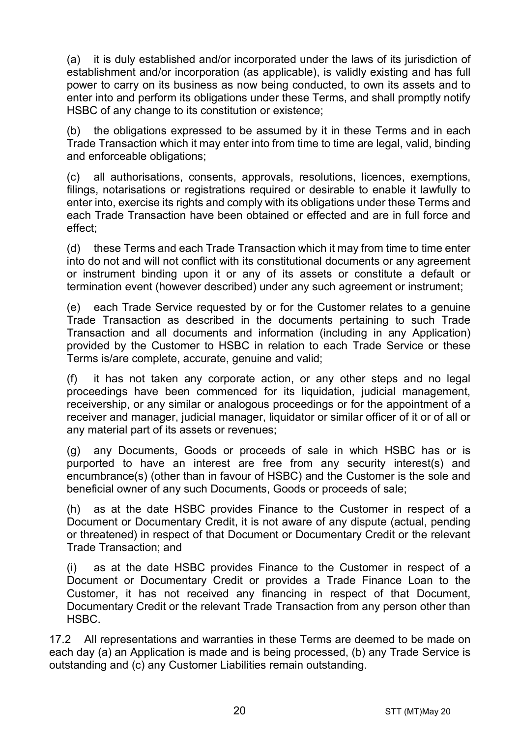(a) it is duly established and/or incorporated under the laws of its jurisdiction of establishment and/or incorporation (as applicable), is validly existing and has full power to carry on its business as now being conducted, to own its assets and to enter into and perform its obligations under these Terms, and shall promptly notify HSBC of any change to its constitution or existence;

(b) the obligations expressed to be assumed by it in these Terms and in each Trade Transaction which it may enter into from time to time are legal, valid, binding and enforceable obligations;

(c) all authorisations, consents, approvals, resolutions, licences, exemptions, filings, notarisations or registrations required or desirable to enable it lawfully to enter into, exercise its rights and comply with its obligations under these Terms and each Trade Transaction have been obtained or effected and are in full force and effect;

(d) these Terms and each Trade Transaction which it may from time to time enter into do not and will not conflict with its constitutional documents or any agreement or instrument binding upon it or any of its assets or constitute a default or termination event (however described) under any such agreement or instrument;

(e) each Trade Service requested by or for the Customer relates to a genuine Trade Transaction as described in the documents pertaining to such Trade Transaction and all documents and information (including in any Application) provided by the Customer to HSBC in relation to each Trade Service or these Terms is/are complete, accurate, genuine and valid;

(f) it has not taken any corporate action, or any other steps and no legal proceedings have been commenced for its liquidation, judicial management, receivership, or any similar or analogous proceedings or for the appointment of a receiver and manager, judicial manager, liquidator or similar officer of it or of all or any material part of its assets or revenues;

(g) any Documents, Goods or proceeds of sale in which HSBC has or is purported to have an interest are free from any security interest(s) and encumbrance(s) (other than in favour of HSBC) and the Customer is the sole and beneficial owner of any such Documents, Goods or proceeds of sale;

(h) as at the date HSBC provides Finance to the Customer in respect of a Document or Documentary Credit, it is not aware of any dispute (actual, pending or threatened) in respect of that Document or Documentary Credit or the relevant Trade Transaction; and

(i) as at the date HSBC provides Finance to the Customer in respect of a Document or Documentary Credit or provides a Trade Finance Loan to the Customer, it has not received any financing in respect of that Document, Documentary Credit or the relevant Trade Transaction from any person other than HSBC.

17.2 All representations and warranties in these Terms are deemed to be made on each day (a) an Application is made and is being processed, (b) any Trade Service is outstanding and (c) any Customer Liabilities remain outstanding.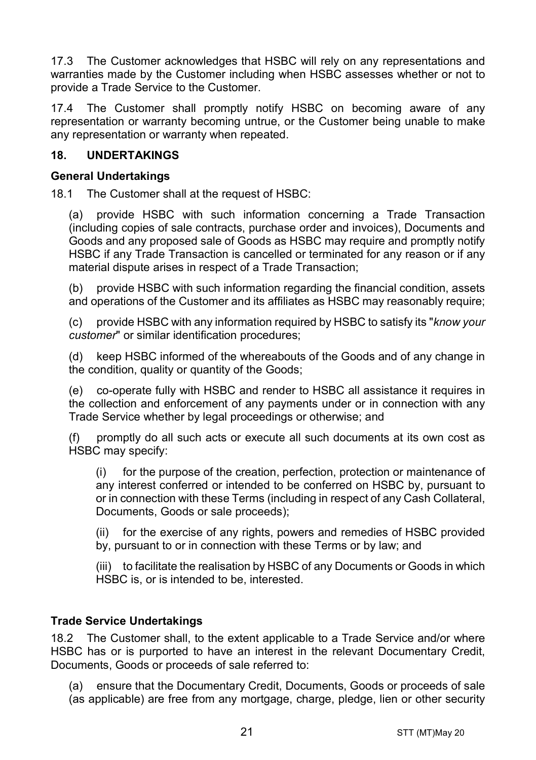17.3 The Customer acknowledges that HSBC will rely on any representations and warranties made by the Customer including when HSBC assesses whether or not to provide a Trade Service to the Customer.

17.4 The Customer shall promptly notify HSBC on becoming aware of any representation or warranty becoming untrue, or the Customer being unable to make any representation or warranty when repeated.

## 18. UNDERTAKINGS

### General Undertakings

18.1 The Customer shall at the request of HSBC:

(a) provide HSBC with such information concerning a Trade Transaction (including copies of sale contracts, purchase order and invoices), Documents and Goods and any proposed sale of Goods as HSBC may require and promptly notify HSBC if any Trade Transaction is cancelled or terminated for any reason or if any material dispute arises in respect of a Trade Transaction;

(b) provide HSBC with such information regarding the financial condition, assets and operations of the Customer and its affiliates as HSBC may reasonably require;

(c) provide HSBC with any information required by HSBC to satisfy its "*know your customer*" or similar identification procedures;

(d) keep HSBC informed of the whereabouts of the Goods and of any change in the condition, quality or quantity of the Goods;

(e) co-operate fully with HSBC and render to HSBC all assistance it requires in the collection and enforcement of any payments under or in connection with any Trade Service whether by legal proceedings or otherwise; and

(f) promptly do all such acts or execute all such documents at its own cost as HSBC may specify:

(i) for the purpose of the creation, perfection, protection or maintenance of any interest conferred or intended to be conferred on HSBC by, pursuant to or in connection with these Terms (including in respect of any Cash Collateral, Documents, Goods or sale proceeds);

(ii) for the exercise of any rights, powers and remedies of HSBC provided by, pursuant to or in connection with these Terms or by law; and

(iii) to facilitate the realisation by HSBC of any Documents or Goods in which HSBC is, or is intended to be, interested.

### Trade Service Undertakings

18.2 The Customer shall, to the extent applicable to a Trade Service and/or where HSBC has or is purported to have an interest in the relevant Documentary Credit, Documents, Goods or proceeds of sale referred to:

(a) ensure that the Documentary Credit, Documents, Goods or proceeds of sale (as applicable) are free from any mortgage, charge, pledge, lien or other security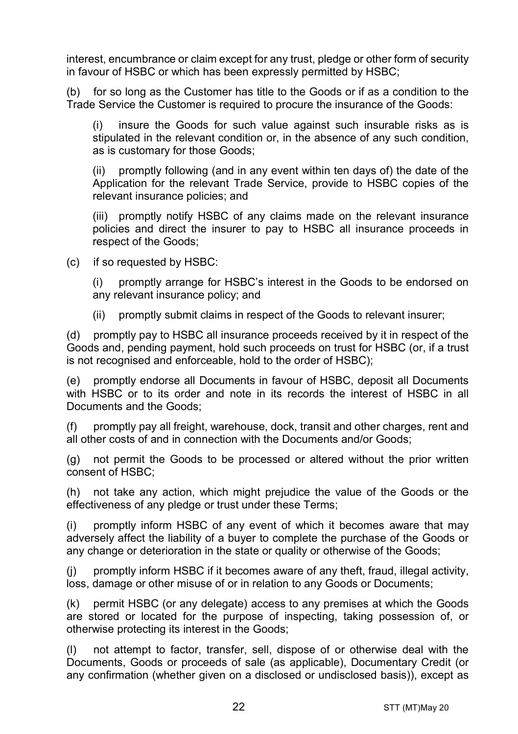interest, encumbrance or claim except for any trust, pledge or other form of security in favour of HSBC or which has been expressly permitted by HSBC;

(b) for so long as the Customer has title to the Goods or if as a condition to the Trade Service the Customer is required to procure the insurance of the Goods:

> (i) insure the Goods for such value against such insurable risks as is stipulated in the relevant condition or, in the absence of any such condition, as is customary for those Goods;
>
> (ii) promptly following (and in any event within ten days of) the date of the Application for the relevant Trade Service, provide to HSBC copies of the relevant insurance policies; and
>
> (iii) promptly notify HSBC of any claims made on the relevant insurance policies and direct the insurer to pay to HSBC all insurance proceeds in respect of the Goods;

(c) if so requested by HSBC:

> (i) promptly arrange for HSBC's interest in the Goods to be endorsed on any relevant insurance policy; and
>
> (ii) promptly submit claims in respect of the Goods to relevant insurer;

(d) promptly pay to HSBC all insurance proceeds received by it in respect of the Goods and, pending payment, hold such proceeds on trust for HSBC (or, if a trust is not recognised and enforceable, hold to the order of HSBC);

(e) promptly endorse all Documents in favour of HSBC, deposit all Documents with HSBC or to its order and note in its records the interest of HSBC in all Documents and the Goods;

(f) promptly pay all freight, warehouse, dock, transit and other charges, rent and all other costs of and in connection with the Documents and/or Goods;

(g) not permit the Goods to be processed or altered without the prior written consent of HSBC;

(h) not take any action, which might prejudice the value of the Goods or the effectiveness of any pledge or trust under these Terms;

(i) promptly inform HSBC of any event of which it becomes aware that may adversely affect the liability of a buyer to complete the purchase of the Goods or any change or deterioration in the state or quality or otherwise of the Goods;

(j) promptly inform HSBC if it becomes aware of any theft, fraud, illegal activity, loss, damage or other misuse of or in relation to any Goods or Documents;

(k) permit HSBC (or any delegate) access to any premises at which the Goods are stored or located for the purpose of inspecting, taking possession of, or otherwise protecting its interest in the Goods;

(l) not attempt to factor, transfer, sell, dispose of or otherwise deal with the Documents, Goods or proceeds of sale (as applicable), Documentary Credit (or any confirmation (whether given on a disclosed or undisclosed basis)), except as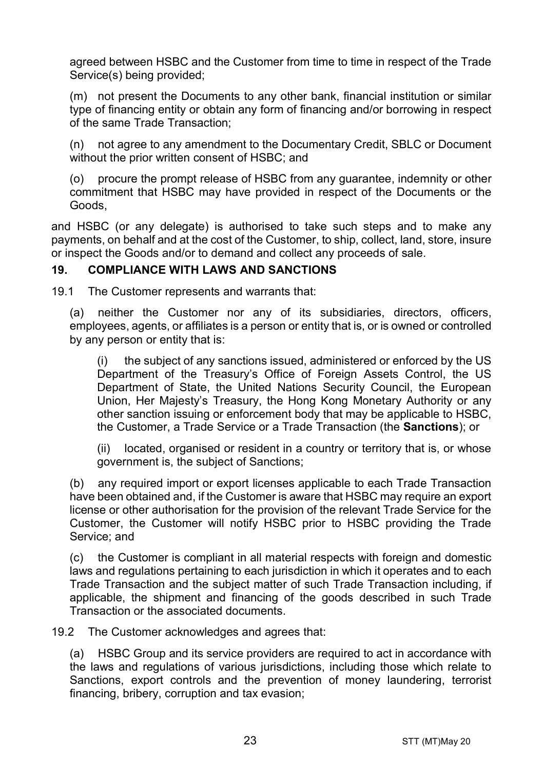agreed between HSBC and the Customer from time to time in respect of the Trade Service(s) being provided;

(m) not present the Documents to any other bank, financial institution or similar type of financing entity or obtain any form of financing and/or borrowing in respect of the same Trade Transaction;

(n) not agree to any amendment to the Documentary Credit, SBLC or Document without the prior written consent of HSBC; and

(o) procure the prompt release of HSBC from any guarantee, indemnity or other commitment that HSBC may have provided in respect of the Documents or the Goods,

and HSBC (or any delegate) is authorised to take such steps and to make any payments, on behalf and at the cost of the Customer, to ship, collect, land, store, insure or inspect the Goods and/or to demand and collect any proceeds of sale.

## 19. COMPLIANCE WITH LAWS AND SANCTIONS

19.1 The Customer represents and warrants that:

(a) neither the Customer nor any of its subsidiaries, directors, officers, employees, agents, or affiliates is a person or entity that is, or is owned or controlled by any person or entity that is:

(i) the subject of any sanctions issued, administered or enforced by the US Department of the Treasury's Office of Foreign Assets Control, the US Department of State, the United Nations Security Council, the European Union, Her Majesty's Treasury, the Hong Kong Monetary Authority or any other sanction issuing or enforcement body that may be applicable to HSBC, the Customer, a Trade Service or a Trade Transaction (the **Sanctions**); or

(ii) located, organised or resident in a country or territory that is, or whose government is, the subject of Sanctions;

(b) any required import or export licenses applicable to each Trade Transaction have been obtained and, if the Customer is aware that HSBC may require an export license or other authorisation for the provision of the relevant Trade Service for the Customer, the Customer will notify HSBC prior to HSBC providing the Trade Service; and

(c) the Customer is compliant in all material respects with foreign and domestic laws and regulations pertaining to each jurisdiction in which it operates and to each Trade Transaction and the subject matter of such Trade Transaction including, if applicable, the shipment and financing of the goods described in such Trade Transaction or the associated documents.

19.2 The Customer acknowledges and agrees that:

(a) HSBC Group and its service providers are required to act in accordance with the laws and regulations of various jurisdictions, including those which relate to Sanctions, export controls and the prevention of money laundering, terrorist financing, bribery, corruption and tax evasion;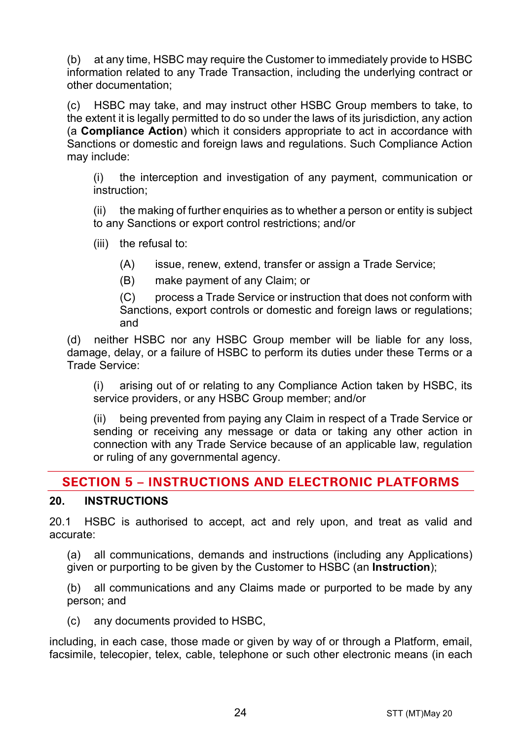(b) at any time, HSBC may require the Customer to immediately provide to HSBC information related to any Trade Transaction, including the underlying contract or other documentation;

(c) HSBC may take, and may instruct other HSBC Group members to take, to the extent it is legally permitted to do so under the laws of its jurisdiction, any action (a **Compliance Action**) which it considers appropriate to act in accordance with Sanctions or domestic and foreign laws and regulations. Such Compliance Action may include:

(i) the interception and investigation of any payment, communication or instruction;

(ii) the making of further enquiries as to whether a person or entity is subject to any Sanctions or export control restrictions; and/or

(iii) the refusal to:

(A) issue, renew, extend, transfer or assign a Trade Service;

(B) make payment of any Claim; or

(C) process a Trade Service or instruction that does not conform with Sanctions, export controls or domestic and foreign laws or regulations; and

(d) neither HSBC nor any HSBC Group member will be liable for any loss, damage, delay, or a failure of HSBC to perform its duties under these Terms or a Trade Service:

(i) arising out of or relating to any Compliance Action taken by HSBC, its service providers, or any HSBC Group member; and/or

(ii) being prevented from paying any Claim in respect of a Trade Service or sending or receiving any message or data or taking any other action in connection with any Trade Service because of an applicable law, regulation or ruling of any governmental agency.

## SECTION 5 – INSTRUCTIONS AND ELECTRONIC PLATFORMS

### 20. INSTRUCTIONS

20.1 HSBC is authorised to accept, act and rely upon, and treat as valid and accurate:

(a) all communications, demands and instructions (including any Applications) given or purporting to be given by the Customer to HSBC (an **Instruction**);

(b) all communications and any Claims made or purported to be made by any person; and

(c) any documents provided to HSBC,

including, in each case, those made or given by way of or through a Platform, email, facsimile, telecopier, telex, cable, telephone or such other electronic means (in each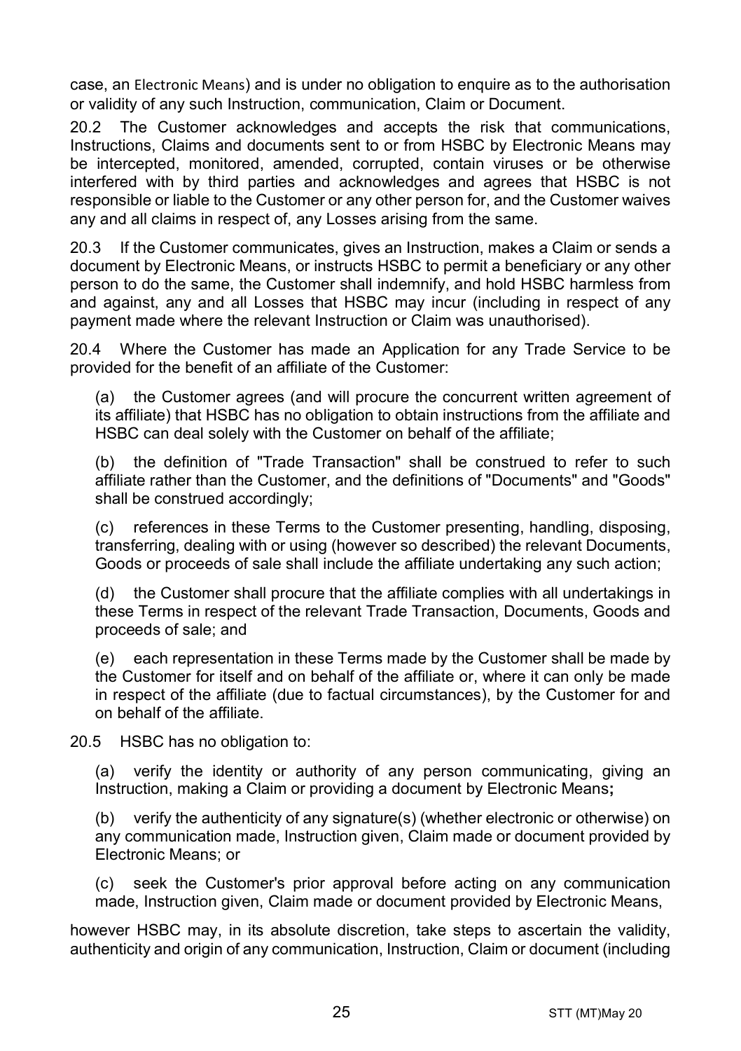case, an Electronic Means) and is under no obligation to enquire as to the authorisation or validity of any such Instruction, communication, Claim or Document.

20.2 The Customer acknowledges and accepts the risk that communications, Instructions, Claims and documents sent to or from HSBC by Electronic Means may be intercepted, monitored, amended, corrupted, contain viruses or be otherwise interfered with by third parties and acknowledges and agrees that HSBC is not responsible or liable to the Customer or any other person for, and the Customer waives any and all claims in respect of, any Losses arising from the same.

20.3 If the Customer communicates, gives an Instruction, makes a Claim or sends a document by Electronic Means, or instructs HSBC to permit a beneficiary or any other person to do the same, the Customer shall indemnify, and hold HSBC harmless from and against, any and all Losses that HSBC may incur (including in respect of any payment made where the relevant Instruction or Claim was unauthorised).

20.4 Where the Customer has made an Application for any Trade Service to be provided for the benefit of an affiliate of the Customer:

(a) the Customer agrees (and will procure the concurrent written agreement of its affiliate) that HSBC has no obligation to obtain instructions from the affiliate and HSBC can deal solely with the Customer on behalf of the affiliate;

(b) the definition of "Trade Transaction" shall be construed to refer to such affiliate rather than the Customer, and the definitions of "Documents" and "Goods" shall be construed accordingly;

(c) references in these Terms to the Customer presenting, handling, disposing, transferring, dealing with or using (however so described) the relevant Documents, Goods or proceeds of sale shall include the affiliate undertaking any such action;

(d) the Customer shall procure that the affiliate complies with all undertakings in these Terms in respect of the relevant Trade Transaction, Documents, Goods and proceeds of sale; and

(e) each representation in these Terms made by the Customer shall be made by the Customer for itself and on behalf of the affiliate or, where it can only be made in respect of the affiliate (due to factual circumstances), by the Customer for and on behalf of the affiliate.

20.5 HSBC has no obligation to:

(a) verify the identity or authority of any person communicating, giving an Instruction, making a Claim or providing a document by Electronic Means**;**

(b) verify the authenticity of any signature(s) (whether electronic or otherwise) on any communication made, Instruction given, Claim made or document provided by Electronic Means; or

(c) seek the Customer's prior approval before acting on any communication made, Instruction given, Claim made or document provided by Electronic Means,

however HSBC may, in its absolute discretion, take steps to ascertain the validity, authenticity and origin of any communication, Instruction, Claim or document (including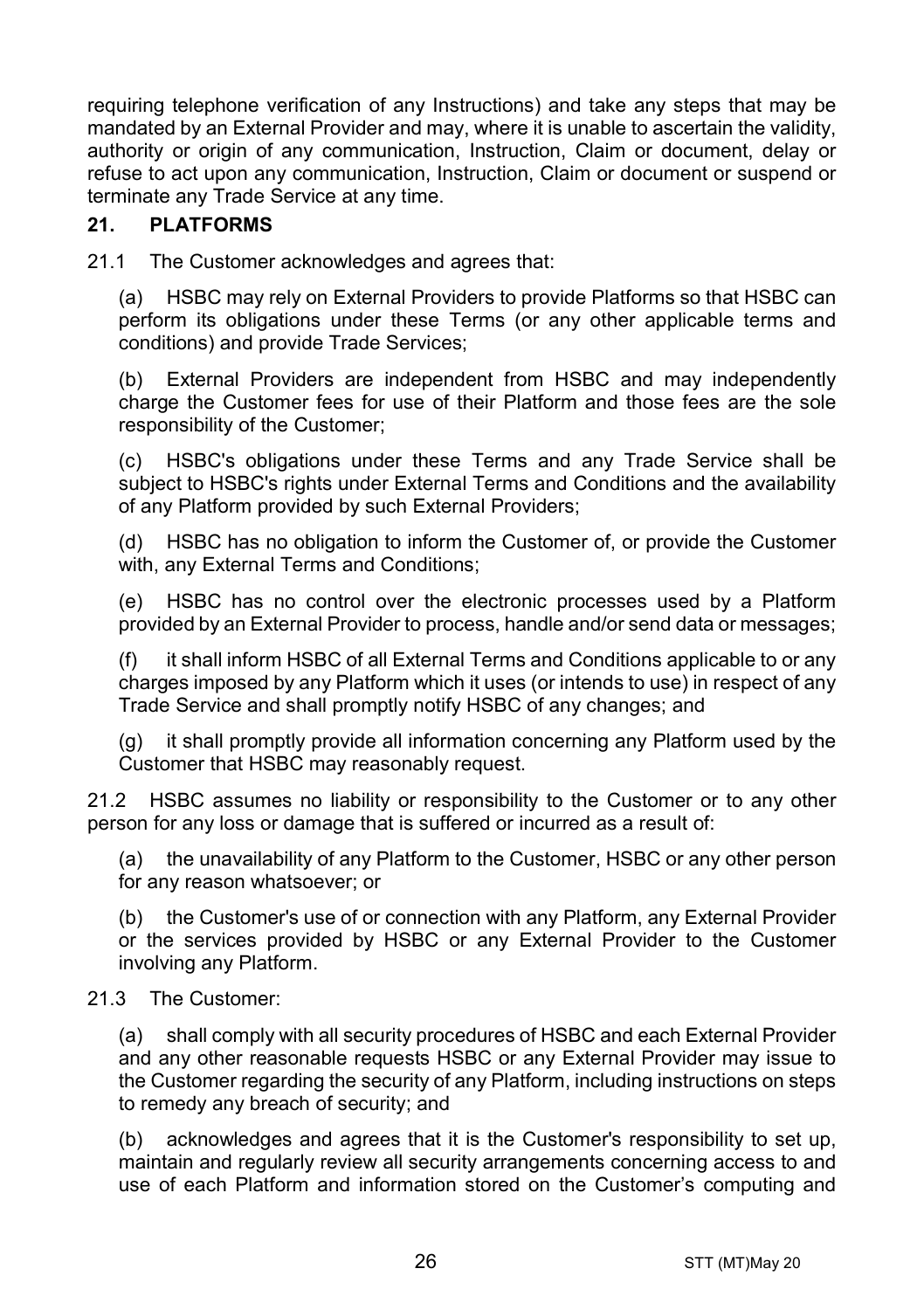requiring telephone verification of any Instructions) and take any steps that may be mandated by an External Provider and may, where it is unable to ascertain the validity, authority or origin of any communication, Instruction, Claim or document, delay or refuse to act upon any communication, Instruction, Claim or document or suspend or terminate any Trade Service at any time.

## 21. PLATFORMS

21.1 The Customer acknowledges and agrees that:

(a) HSBC may rely on External Providers to provide Platforms so that HSBC can perform its obligations under these Terms (or any other applicable terms and conditions) and provide Trade Services;

(b) External Providers are independent from HSBC and may independently charge the Customer fees for use of their Platform and those fees are the sole responsibility of the Customer;

(c) HSBC's obligations under these Terms and any Trade Service shall be subject to HSBC's rights under External Terms and Conditions and the availability of any Platform provided by such External Providers;

(d) HSBC has no obligation to inform the Customer of, or provide the Customer with, any External Terms and Conditions;

(e) HSBC has no control over the electronic processes used by a Platform provided by an External Provider to process, handle and/or send data or messages;

(f) it shall inform HSBC of all External Terms and Conditions applicable to or any charges imposed by any Platform which it uses (or intends to use) in respect of any Trade Service and shall promptly notify HSBC of any changes; and

(g) it shall promptly provide all information concerning any Platform used by the Customer that HSBC may reasonably request.

21.2 HSBC assumes no liability or responsibility to the Customer or to any other person for any loss or damage that is suffered or incurred as a result of:

(a) the unavailability of any Platform to the Customer, HSBC or any other person for any reason whatsoever; or

(b) the Customer's use of or connection with any Platform, any External Provider or the services provided by HSBC or any External Provider to the Customer involving any Platform.

21.3 The Customer:

(a) shall comply with all security procedures of HSBC and each External Provider and any other reasonable requests HSBC or any External Provider may issue to the Customer regarding the security of any Platform, including instructions on steps to remedy any breach of security; and

(b) acknowledges and agrees that it is the Customer's responsibility to set up, maintain and regularly review all security arrangements concerning access to and use of each Platform and information stored on the Customer's computing and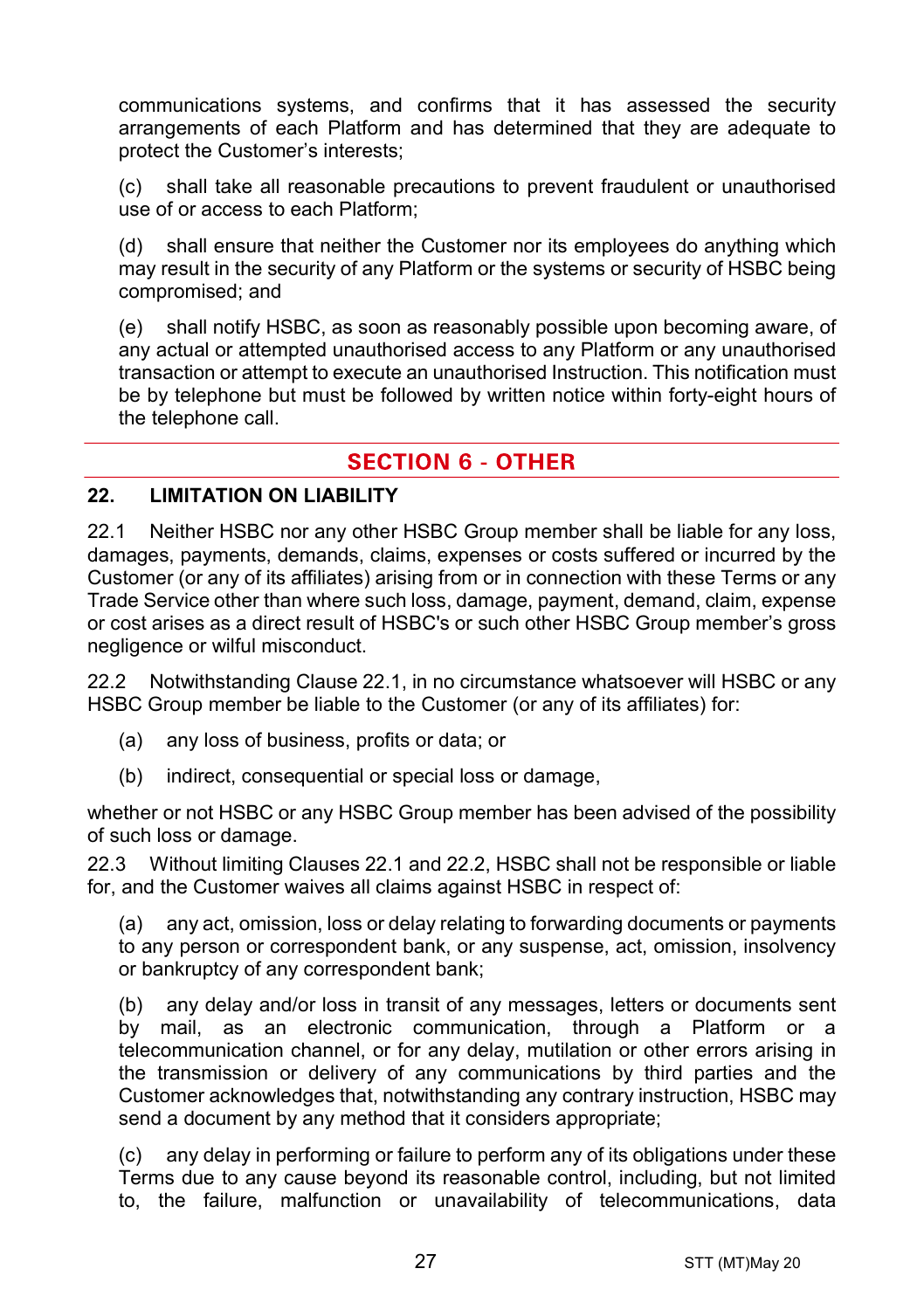communications systems, and confirms that it has assessed the security arrangements of each Platform and has determined that they are adequate to protect the Customer's interests;

(c) shall take all reasonable precautions to prevent fraudulent or unauthorised use of or access to each Platform;

(d) shall ensure that neither the Customer nor its employees do anything which may result in the security of any Platform or the systems or security of HSBC being compromised; and

(e) shall notify HSBC, as soon as reasonably possible upon becoming aware, of any actual or attempted unauthorised access to any Platform or any unauthorised transaction or attempt to execute an unauthorised Instruction. This notification must be by telephone but must be followed by written notice within forty-eight hours of the telephone call.

## SECTION 6 - OTHER

### 22. LIMITATION ON LIABILITY

22.1 Neither HSBC nor any other HSBC Group member shall be liable for any loss, damages, payments, demands, claims, expenses or costs suffered or incurred by the Customer (or any of its affiliates) arising from or in connection with these Terms or any Trade Service other than where such loss, damage, payment, demand, claim, expense or cost arises as a direct result of HSBC's or such other HSBC Group member's gross negligence or wilful misconduct.

22.2 Notwithstanding Clause 22.1, in no circumstance whatsoever will HSBC or any HSBC Group member be liable to the Customer (or any of its affiliates) for:

(a) any loss of business, profits or data; or

(b) indirect, consequential or special loss or damage,

whether or not HSBC or any HSBC Group member has been advised of the possibility of such loss or damage.

22.3 Without limiting Clauses 22.1 and 22.2, HSBC shall not be responsible or liable for, and the Customer waives all claims against HSBC in respect of:

(a) any act, omission, loss or delay relating to forwarding documents or payments to any person or correspondent bank, or any suspense, act, omission, insolvency or bankruptcy of any correspondent bank;

(b) any delay and/or loss in transit of any messages, letters or documents sent by mail, as an electronic communication, through a Platform or a telecommunication channel, or for any delay, mutilation or other errors arising in the transmission or delivery of any communications by third parties and the Customer acknowledges that, notwithstanding any contrary instruction, HSBC may send a document by any method that it considers appropriate;

(c) any delay in performing or failure to perform any of its obligations under these Terms due to any cause beyond its reasonable control, including, but not limited to, the failure, malfunction or unavailability of telecommunications, data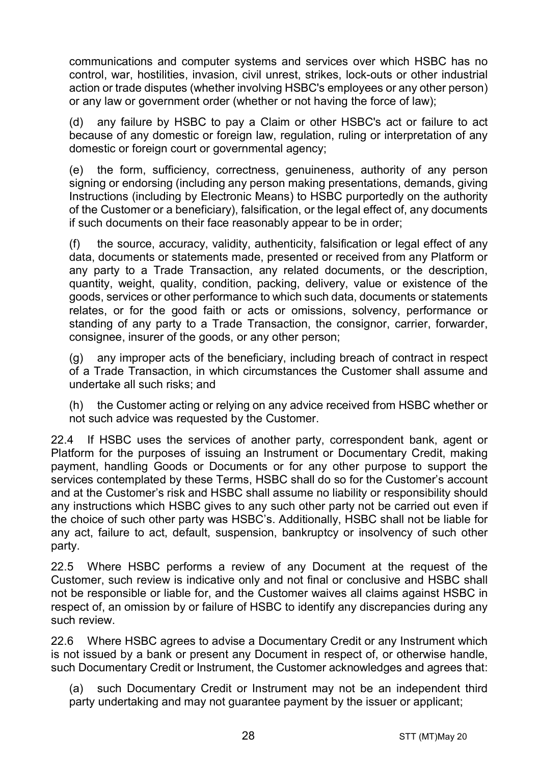communications and computer systems and services over which HSBC has no control, war, hostilities, invasion, civil unrest, strikes, lock-outs or other industrial action or trade disputes (whether involving HSBC's employees or any other person) or any law or government order (whether or not having the force of law);

(d) any failure by HSBC to pay a Claim or other HSBC's act or failure to act because of any domestic or foreign law, regulation, ruling or interpretation of any domestic or foreign court or governmental agency;

(e) the form, sufficiency, correctness, genuineness, authority of any person signing or endorsing (including any person making presentations, demands, giving Instructions (including by Electronic Means) to HSBC purportedly on the authority of the Customer or a beneficiary), falsification, or the legal effect of, any documents if such documents on their face reasonably appear to be in order;

(f) the source, accuracy, validity, authenticity, falsification or legal effect of any data, documents or statements made, presented or received from any Platform or any party to a Trade Transaction, any related documents, or the description, quantity, weight, quality, condition, packing, delivery, value or existence of the goods, services or other performance to which such data, documents or statements relates, or for the good faith or acts or omissions, solvency, performance or standing of any party to a Trade Transaction, the consignor, carrier, forwarder, consignee, insurer of the goods, or any other person;

(g) any improper acts of the beneficiary, including breach of contract in respect of a Trade Transaction, in which circumstances the Customer shall assume and undertake all such risks; and

(h) the Customer acting or relying on any advice received from HSBC whether or not such advice was requested by the Customer.

22.4 If HSBC uses the services of another party, correspondent bank, agent or Platform for the purposes of issuing an Instrument or Documentary Credit, making payment, handling Goods or Documents or for any other purpose to support the services contemplated by these Terms, HSBC shall do so for the Customer's account and at the Customer's risk and HSBC shall assume no liability or responsibility should any instructions which HSBC gives to any such other party not be carried out even if the choice of such other party was HSBC's. Additionally, HSBC shall not be liable for any act, failure to act, default, suspension, bankruptcy or insolvency of such other party.

22.5 Where HSBC performs a review of any Document at the request of the Customer, such review is indicative only and not final or conclusive and HSBC shall not be responsible or liable for, and the Customer waives all claims against HSBC in respect of, an omission by or failure of HSBC to identify any discrepancies during any such review.

22.6 Where HSBC agrees to advise a Documentary Credit or any Instrument which is not issued by a bank or present any Document in respect of, or otherwise handle, such Documentary Credit or Instrument, the Customer acknowledges and agrees that:

(a) such Documentary Credit or Instrument may not be an independent third party undertaking and may not guarantee payment by the issuer or applicant;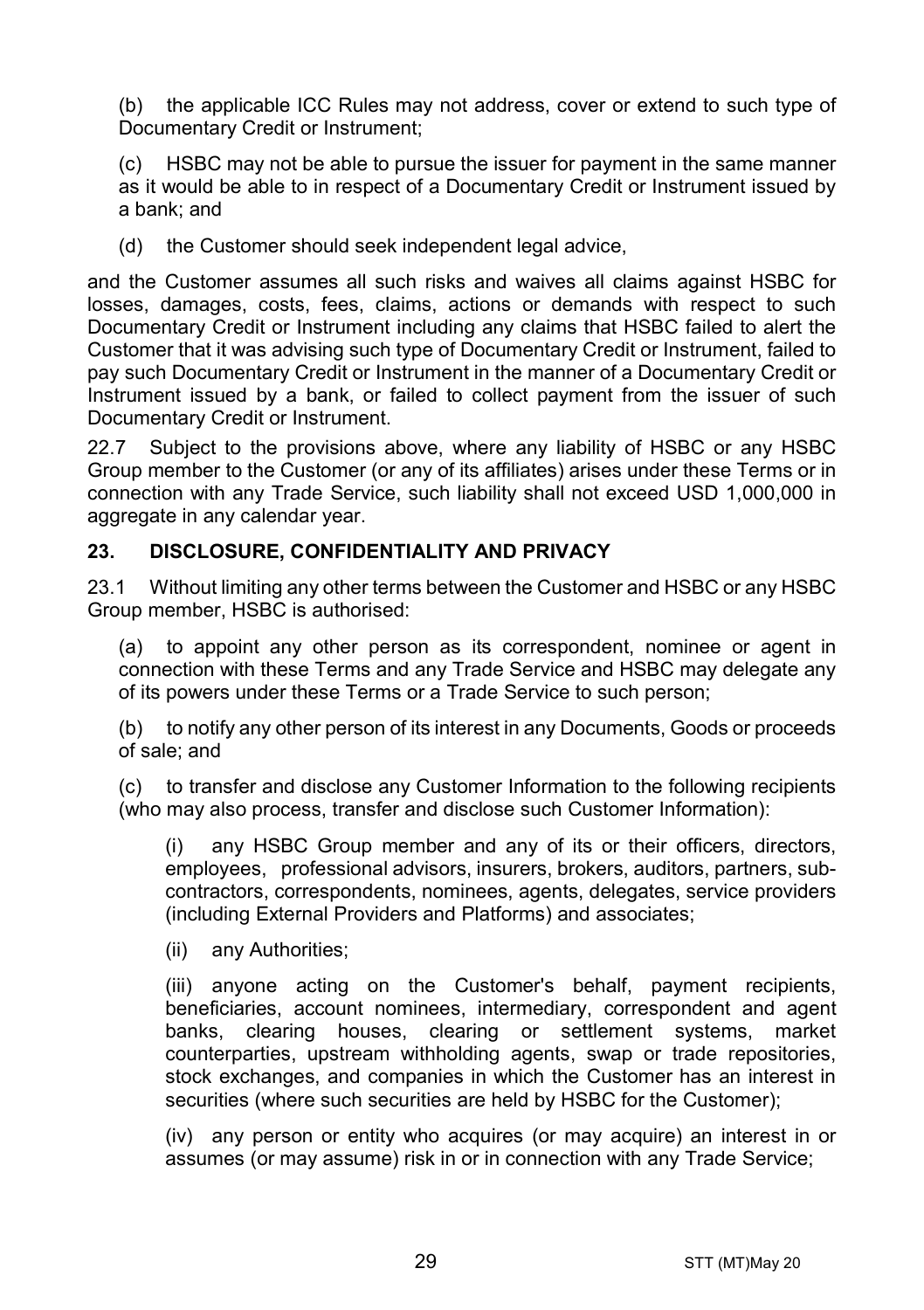(b) the applicable ICC Rules may not address, cover or extend to such type of Documentary Credit or Instrument;

(c) HSBC may not be able to pursue the issuer for payment in the same manner as it would be able to in respect of a Documentary Credit or Instrument issued by a bank; and

(d) the Customer should seek independent legal advice,

and the Customer assumes all such risks and waives all claims against HSBC for losses, damages, costs, fees, claims, actions or demands with respect to such Documentary Credit or Instrument including any claims that HSBC failed to alert the Customer that it was advising such type of Documentary Credit or Instrument, failed to pay such Documentary Credit or Instrument in the manner of a Documentary Credit or Instrument issued by a bank, or failed to collect payment from the issuer of such Documentary Credit or Instrument.

22.7 Subject to the provisions above, where any liability of HSBC or any HSBC Group member to the Customer (or any of its affiliates) arises under these Terms or in connection with any Trade Service, such liability shall not exceed USD 1,000,000 in aggregate in any calendar year.

## 23. DISCLOSURE, CONFIDENTIALITY AND PRIVACY

23.1 Without limiting any other terms between the Customer and HSBC or any HSBC Group member, HSBC is authorised:

(a) to appoint any other person as its correspondent, nominee or agent in connection with these Terms and any Trade Service and HSBC may delegate any of its powers under these Terms or a Trade Service to such person;

(b) to notify any other person of its interest in any Documents, Goods or proceeds of sale; and

(c) to transfer and disclose any Customer Information to the following recipients (who may also process, transfer and disclose such Customer Information):

(i) any HSBC Group member and any of its or their officers, directors, employees, professional advisors, insurers, brokers, auditors, partners, sub-contractors, correspondents, nominees, agents, delegates, service providers (including External Providers and Platforms) and associates;

(ii) any Authorities;

(iii) anyone acting on the Customer's behalf, payment recipients, beneficiaries, account nominees, intermediary, correspondent and agent banks, clearing houses, clearing or settlement systems, market counterparties, upstream withholding agents, swap or trade repositories, stock exchanges, and companies in which the Customer has an interest in securities (where such securities are held by HSBC for the Customer);

(iv) any person or entity who acquires (or may acquire) an interest in or assumes (or may assume) risk in or in connection with any Trade Service;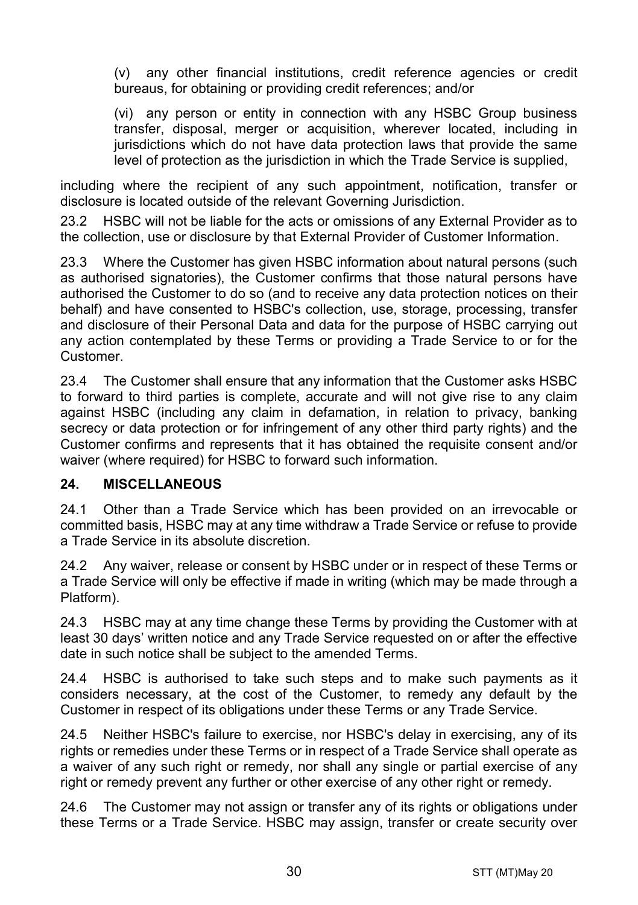(v) any other financial institutions, credit reference agencies or credit bureaus, for obtaining or providing credit references; and/or

(vi) any person or entity in connection with any HSBC Group business transfer, disposal, merger or acquisition, wherever located, including in jurisdictions which do not have data protection laws that provide the same level of protection as the jurisdiction in which the Trade Service is supplied,

including where the recipient of any such appointment, notification, transfer or disclosure is located outside of the relevant Governing Jurisdiction.

23.2 HSBC will not be liable for the acts or omissions of any External Provider as to the collection, use or disclosure by that External Provider of Customer Information.

23.3 Where the Customer has given HSBC information about natural persons (such as authorised signatories), the Customer confirms that those natural persons have authorised the Customer to do so (and to receive any data protection notices on their behalf) and have consented to HSBC's collection, use, storage, processing, transfer and disclosure of their Personal Data and data for the purpose of HSBC carrying out any action contemplated by these Terms or providing a Trade Service to or for the Customer.

23.4 The Customer shall ensure that any information that the Customer asks HSBC to forward to third parties is complete, accurate and will not give rise to any claim against HSBC (including any claim in defamation, in relation to privacy, banking secrecy or data protection or for infringement of any other third party rights) and the Customer confirms and represents that it has obtained the requisite consent and/or waiver (where required) for HSBC to forward such information.

## 24. MISCELLANEOUS

24.1 Other than a Trade Service which has been provided on an irrevocable or committed basis, HSBC may at any time withdraw a Trade Service or refuse to provide a Trade Service in its absolute discretion.

24.2 Any waiver, release or consent by HSBC under or in respect of these Terms or a Trade Service will only be effective if made in writing (which may be made through a Platform).

24.3 HSBC may at any time change these Terms by providing the Customer with at least 30 days' written notice and any Trade Service requested on or after the effective date in such notice shall be subject to the amended Terms.

24.4 HSBC is authorised to take such steps and to make such payments as it considers necessary, at the cost of the Customer, to remedy any default by the Customer in respect of its obligations under these Terms or any Trade Service.

24.5 Neither HSBC's failure to exercise, nor HSBC's delay in exercising, any of its rights or remedies under these Terms or in respect of a Trade Service shall operate as a waiver of any such right or remedy, nor shall any single or partial exercise of any right or remedy prevent any further or other exercise of any other right or remedy.

24.6 The Customer may not assign or transfer any of its rights or obligations under these Terms or a Trade Service. HSBC may assign, transfer or create security over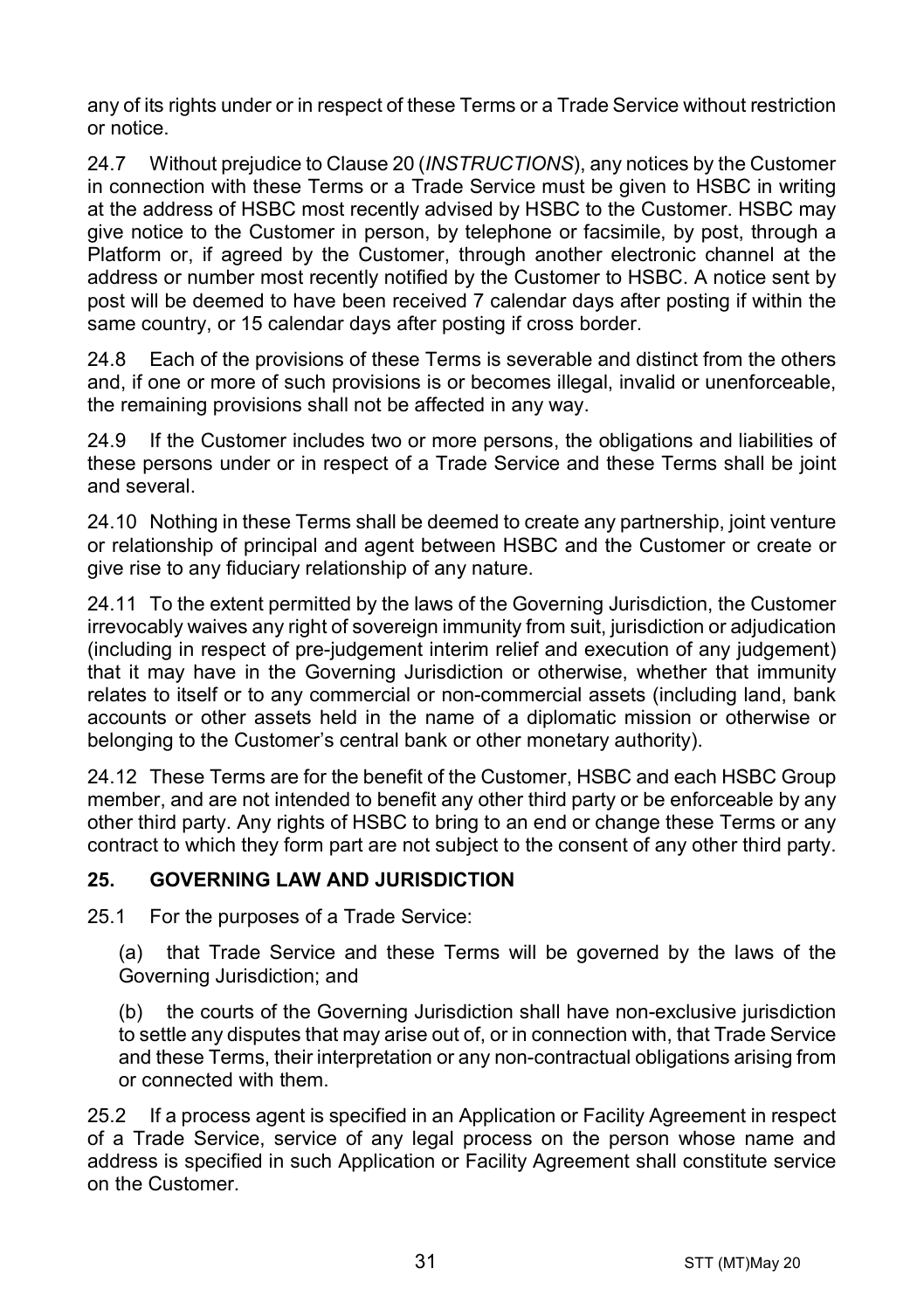any of its rights under or in respect of these Terms or a Trade Service without restriction or notice.

24.7 Without prejudice to Clause 20 (*INSTRUCTIONS*), any notices by the Customer in connection with these Terms or a Trade Service must be given to HSBC in writing at the address of HSBC most recently advised by HSBC to the Customer. HSBC may give notice to the Customer in person, by telephone or facsimile, by post, through a Platform or, if agreed by the Customer, through another electronic channel at the address or number most recently notified by the Customer to HSBC. A notice sent by post will be deemed to have been received 7 calendar days after posting if within the same country, or 15 calendar days after posting if cross border.

24.8 Each of the provisions of these Terms is severable and distinct from the others and, if one or more of such provisions is or becomes illegal, invalid or unenforceable, the remaining provisions shall not be affected in any way.

24.9 If the Customer includes two or more persons, the obligations and liabilities of these persons under or in respect of a Trade Service and these Terms shall be joint and several.

24.10 Nothing in these Terms shall be deemed to create any partnership, joint venture or relationship of principal and agent between HSBC and the Customer or create or give rise to any fiduciary relationship of any nature.

24.11 To the extent permitted by the laws of the Governing Jurisdiction, the Customer irrevocably waives any right of sovereign immunity from suit, jurisdiction or adjudication (including in respect of pre-judgement interim relief and execution of any judgement) that it may have in the Governing Jurisdiction or otherwise, whether that immunity relates to itself or to any commercial or non-commercial assets (including land, bank accounts or other assets held in the name of a diplomatic mission or otherwise or belonging to the Customer's central bank or other monetary authority).

24.12 These Terms are for the benefit of the Customer, HSBC and each HSBC Group member, and are not intended to benefit any other third party or be enforceable by any other third party. Any rights of HSBC to bring to an end or change these Terms or any contract to which they form part are not subject to the consent of any other third party.

## 25. GOVERNING LAW AND JURISDICTION

25.1 For the purposes of a Trade Service:

(a) that Trade Service and these Terms will be governed by the laws of the Governing Jurisdiction; and

(b) the courts of the Governing Jurisdiction shall have non-exclusive jurisdiction to settle any disputes that may arise out of, or in connection with, that Trade Service and these Terms, their interpretation or any non-contractual obligations arising from or connected with them.

25.2 If a process agent is specified in an Application or Facility Agreement in respect of a Trade Service, service of any legal process on the person whose name and address is specified in such Application or Facility Agreement shall constitute service on the Customer.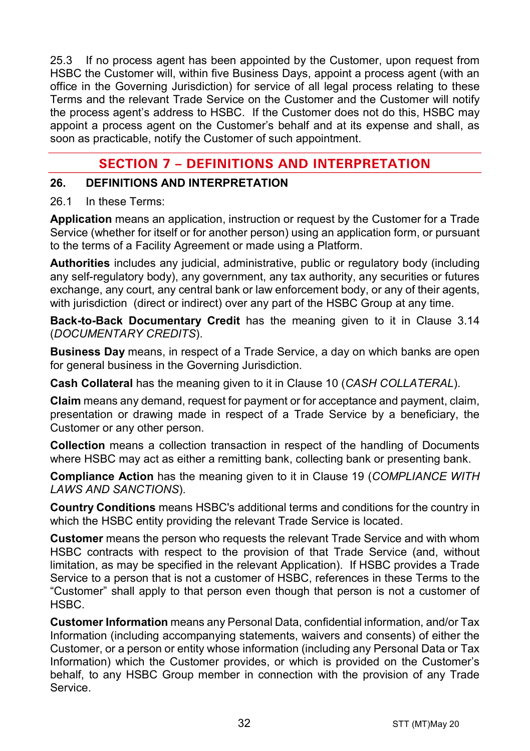25.3 If no process agent has been appointed by the Customer, upon request from HSBC the Customer will, within five Business Days, appoint a process agent (with an office in the Governing Jurisdiction) for service of all legal process relating to these Terms and the relevant Trade Service on the Customer and the Customer will notify the process agent's address to HSBC. If the Customer does not do this, HSBC may appoint a process agent on the Customer's behalf and at its expense and shall, as soon as practicable, notify the Customer of such appointment.

## SECTION 7 – DEFINITIONS AND INTERPRETATION

### 26. DEFINITIONS AND INTERPRETATION

26.1 In these Terms:

**Application** means an application, instruction or request by the Customer for a Trade Service (whether for itself or for another person) using an application form, or pursuant to the terms of a Facility Agreement or made using a Platform.

**Authorities** includes any judicial, administrative, public or regulatory body (including any self-regulatory body), any government, any tax authority, any securities or futures exchange, any court, any central bank or law enforcement body, or any of their agents, with jurisdiction (direct or indirect) over any part of the HSBC Group at any time.

**Back-to-Back Documentary Credit** has the meaning given to it in Clause 3.14 (*DOCUMENTARY CREDITS*).

**Business Day** means, in respect of a Trade Service, a day on which banks are open for general business in the Governing Jurisdiction.

**Cash Collateral** has the meaning given to it in Clause 10 (*CASH COLLATERAL*).

**Claim** means any demand, request for payment or for acceptance and payment, claim, presentation or drawing made in respect of a Trade Service by a beneficiary, the Customer or any other person.

**Collection** means a collection transaction in respect of the handling of Documents where HSBC may act as either a remitting bank, collecting bank or presenting bank.

**Compliance Action** has the meaning given to it in Clause 19 (*COMPLIANCE WITH LAWS AND SANCTIONS*).

**Country Conditions** means HSBC's additional terms and conditions for the country in which the HSBC entity providing the relevant Trade Service is located.

**Customer** means the person who requests the relevant Trade Service and with whom HSBC contracts with respect to the provision of that Trade Service (and, without limitation, as may be specified in the relevant Application). If HSBC provides a Trade Service to a person that is not a customer of HSBC, references in these Terms to the "Customer" shall apply to that person even though that person is not a customer of HSBC.

**Customer Information** means any Personal Data, confidential information, and/or Tax Information (including accompanying statements, waivers and consents) of either the Customer, or a person or entity whose information (including any Personal Data or Tax Information) which the Customer provides, or which is provided on the Customer's behalf, to any HSBC Group member in connection with the provision of any Trade Service.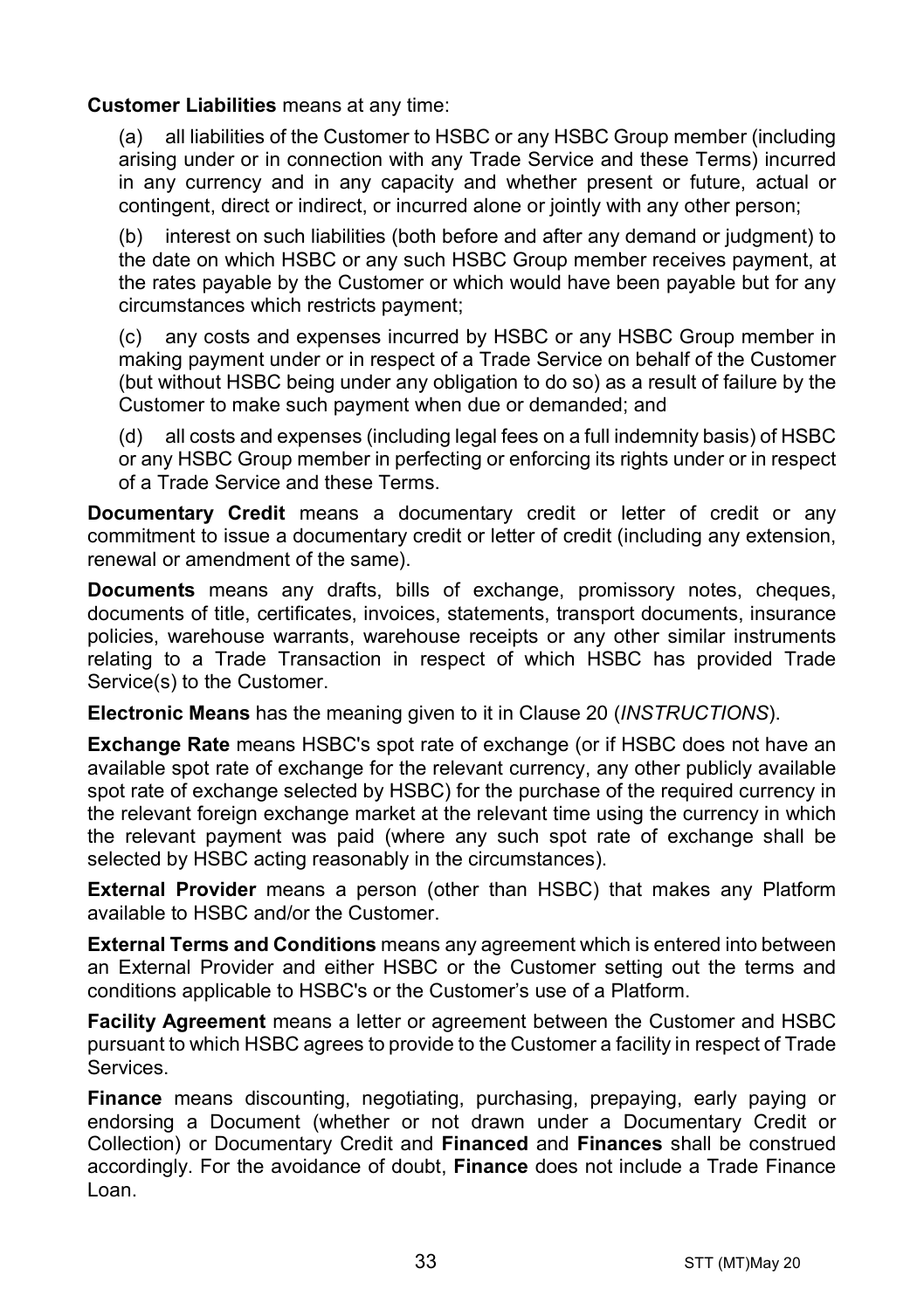**Customer Liabilities** means at any time:

(a) all liabilities of the Customer to HSBC or any HSBC Group member (including arising under or in connection with any Trade Service and these Terms) incurred in any currency and in any capacity and whether present or future, actual or contingent, direct or indirect, or incurred alone or jointly with any other person;

(b) interest on such liabilities (both before and after any demand or judgment) to the date on which HSBC or any such HSBC Group member receives payment, at the rates payable by the Customer or which would have been payable but for any circumstances which restricts payment;

(c) any costs and expenses incurred by HSBC or any HSBC Group member in making payment under or in respect of a Trade Service on behalf of the Customer (but without HSBC being under any obligation to do so) as a result of failure by the Customer to make such payment when due or demanded; and

(d) all costs and expenses (including legal fees on a full indemnity basis) of HSBC or any HSBC Group member in perfecting or enforcing its rights under or in respect of a Trade Service and these Terms.

**Documentary Credit** means a documentary credit or letter of credit or any commitment to issue a documentary credit or letter of credit (including any extension, renewal or amendment of the same).

**Documents** means any drafts, bills of exchange, promissory notes, cheques, documents of title, certificates, invoices, statements, transport documents, insurance policies, warehouse warrants, warehouse receipts or any other similar instruments relating to a Trade Transaction in respect of which HSBC has provided Trade Service(s) to the Customer.

**Electronic Means** has the meaning given to it in Clause 20 (*INSTRUCTIONS*).

**Exchange Rate** means HSBC's spot rate of exchange (or if HSBC does not have an available spot rate of exchange for the relevant currency, any other publicly available spot rate of exchange selected by HSBC) for the purchase of the required currency in the relevant foreign exchange market at the relevant time using the currency in which the relevant payment was paid (where any such spot rate of exchange shall be selected by HSBC acting reasonably in the circumstances).

**External Provider** means a person (other than HSBC) that makes any Platform available to HSBC and/or the Customer.

**External Terms and Conditions** means any agreement which is entered into between an External Provider and either HSBC or the Customer setting out the terms and conditions applicable to HSBC's or the Customer's use of a Platform.

**Facility Agreement** means a letter or agreement between the Customer and HSBC pursuant to which HSBC agrees to provide to the Customer a facility in respect of Trade Services.

**Finance** means discounting, negotiating, purchasing, prepaying, early paying or endorsing a Document (whether or not drawn under a Documentary Credit or Collection) or Documentary Credit and **Financed** and **Finances** shall be construed accordingly. For the avoidance of doubt, **Finance** does not include a Trade Finance Loan.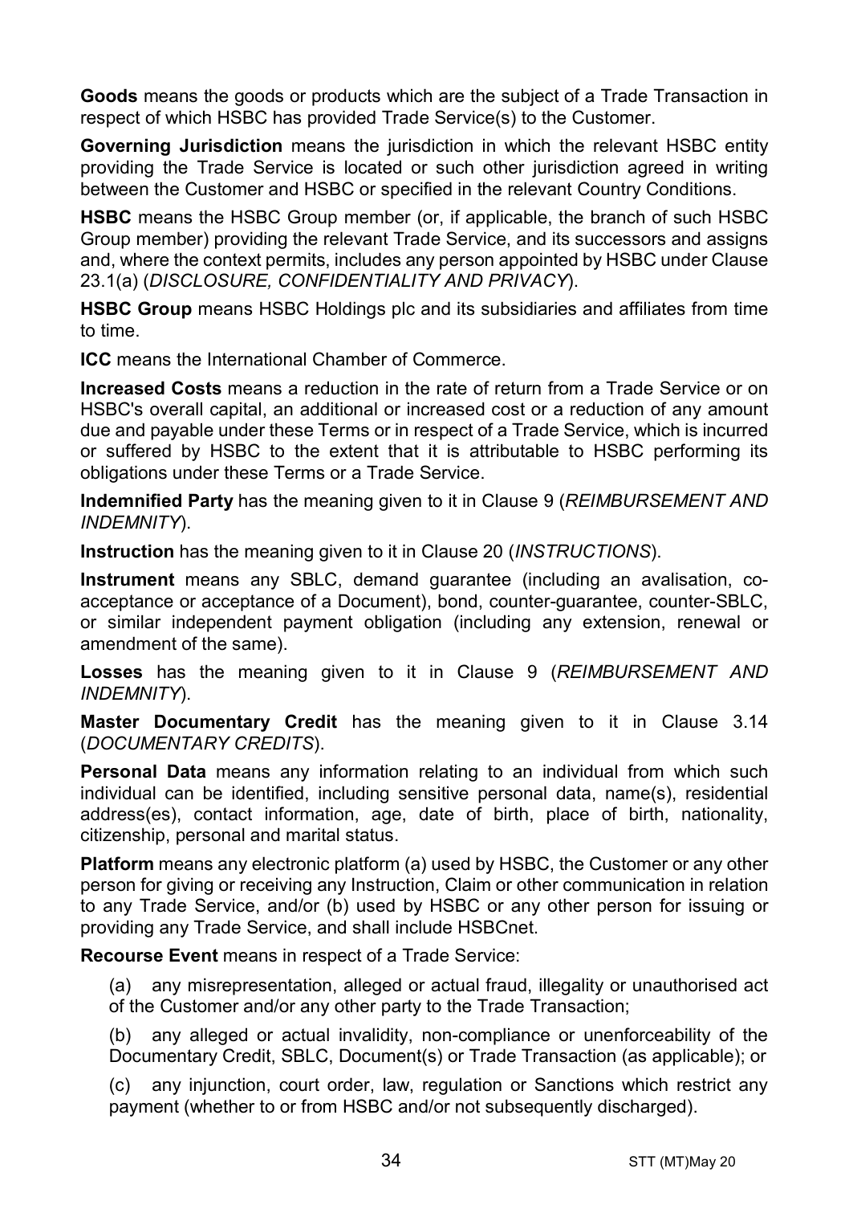**Goods** means the goods or products which are the subject of a Trade Transaction in respect of which HSBC has provided Trade Service(s) to the Customer.

**Governing Jurisdiction** means the jurisdiction in which the relevant HSBC entity providing the Trade Service is located or such other jurisdiction agreed in writing between the Customer and HSBC or specified in the relevant Country Conditions.

**HSBC** means the HSBC Group member (or, if applicable, the branch of such HSBC Group member) providing the relevant Trade Service, and its successors and assigns and, where the context permits, includes any person appointed by HSBC under Clause 23.1(a) (*DISCLOSURE, CONFIDENTIALITY AND PRIVACY*).

**HSBC Group** means HSBC Holdings plc and its subsidiaries and affiliates from time to time.

**ICC** means the International Chamber of Commerce.

**Increased Costs** means a reduction in the rate of return from a Trade Service or on HSBC's overall capital, an additional or increased cost or a reduction of any amount due and payable under these Terms or in respect of a Trade Service, which is incurred or suffered by HSBC to the extent that it is attributable to HSBC performing its obligations under these Terms or a Trade Service.

**Indemnified Party** has the meaning given to it in Clause 9 (*REIMBURSEMENT AND INDEMNITY*).

**Instruction** has the meaning given to it in Clause 20 (*INSTRUCTIONS*).

**Instrument** means any SBLC, demand guarantee (including an avalisation, co-acceptance or acceptance of a Document), bond, counter-guarantee, counter-SBLC, or similar independent payment obligation (including any extension, renewal or amendment of the same).

**Losses** has the meaning given to it in Clause 9 (*REIMBURSEMENT AND INDEMNITY*).

**Master Documentary Credit** has the meaning given to it in Clause 3.14 (*DOCUMENTARY CREDITS*).

**Personal Data** means any information relating to an individual from which such individual can be identified, including sensitive personal data, name(s), residential address(es), contact information, age, date of birth, place of birth, nationality, citizenship, personal and marital status.

**Platform** means any electronic platform (a) used by HSBC, the Customer or any other person for giving or receiving any Instruction, Claim or other communication in relation to any Trade Service, and/or (b) used by HSBC or any other person for issuing or providing any Trade Service, and shall include HSBCnet.

**Recourse Event** means in respect of a Trade Service:

(a) any misrepresentation, alleged or actual fraud, illegality or unauthorised act of the Customer and/or any other party to the Trade Transaction;

(b) any alleged or actual invalidity, non-compliance or unenforceability of the Documentary Credit, SBLC, Document(s) or Trade Transaction (as applicable); or

(c) any injunction, court order, law, regulation or Sanctions which restrict any payment (whether to or from HSBC and/or not subsequently discharged).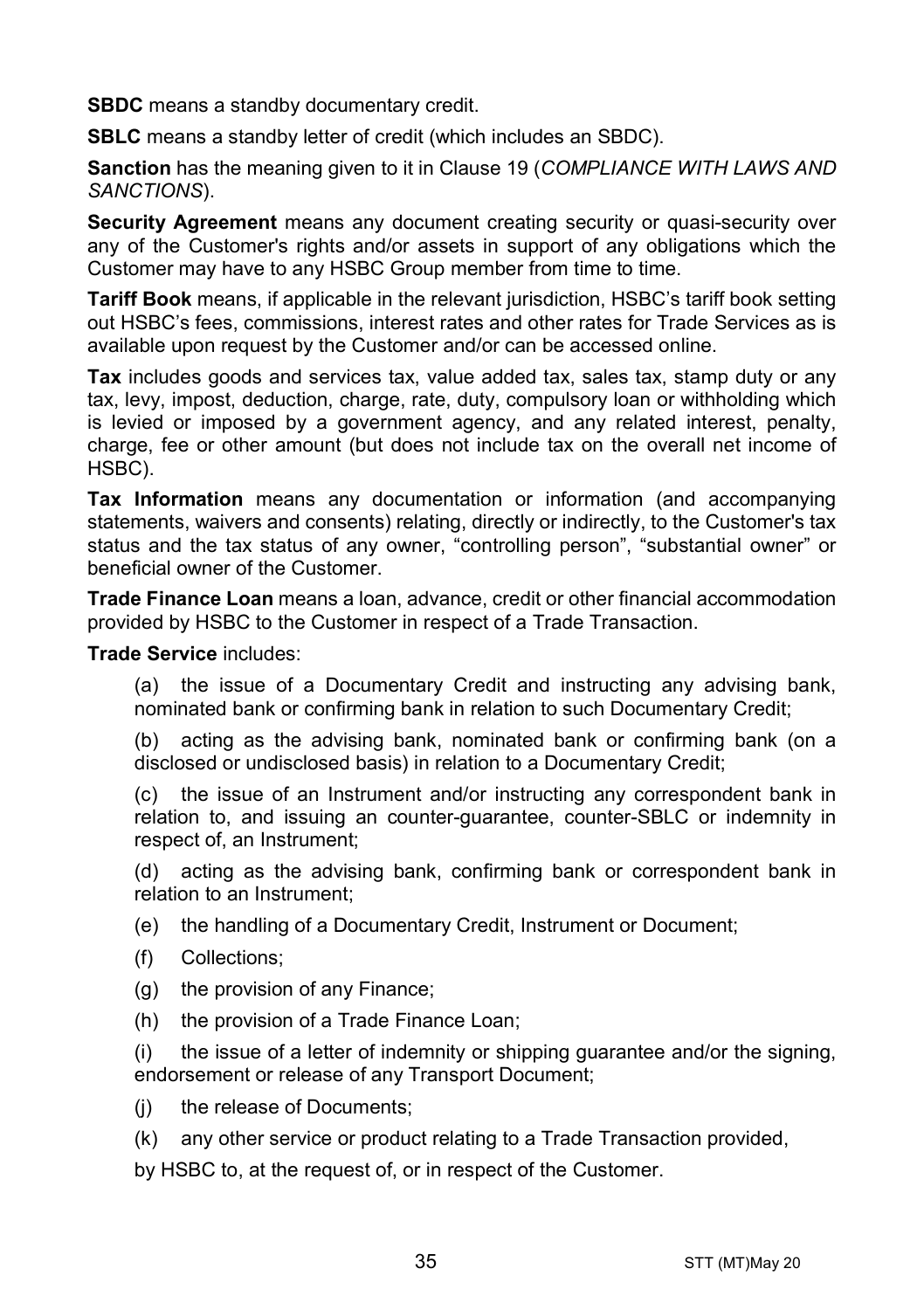**SBDC** means a standby documentary credit.

**SBLC** means a standby letter of credit (which includes an SBDC).

**Sanction** has the meaning given to it in Clause 19 (*COMPLIANCE WITH LAWS AND SANCTIONS*).

**Security Agreement** means any document creating security or quasi-security over any of the Customer's rights and/or assets in support of any obligations which the Customer may have to any HSBC Group member from time to time.

**Tariff Book** means, if applicable in the relevant jurisdiction, HSBC's tariff book setting out HSBC's fees, commissions, interest rates and other rates for Trade Services as is available upon request by the Customer and/or can be accessed online.

**Tax** includes goods and services tax, value added tax, sales tax, stamp duty or any tax, levy, impost, deduction, charge, rate, duty, compulsory loan or withholding which is levied or imposed by a government agency, and any related interest, penalty, charge, fee or other amount (but does not include tax on the overall net income of HSBC).

**Tax Information** means any documentation or information (and accompanying statements, waivers and consents) relating, directly or indirectly, to the Customer's tax status and the tax status of any owner, "controlling person", "substantial owner" or beneficial owner of the Customer.

**Trade Finance Loan** means a loan, advance, credit or other financial accommodation provided by HSBC to the Customer in respect of a Trade Transaction.

**Trade Service** includes:

(a) the issue of a Documentary Credit and instructing any advising bank, nominated bank or confirming bank in relation to such Documentary Credit;

(b) acting as the advising bank, nominated bank or confirming bank (on a disclosed or undisclosed basis) in relation to a Documentary Credit;

(c) the issue of an Instrument and/or instructing any correspondent bank in relation to, and issuing an counter-guarantee, counter-SBLC or indemnity in respect of, an Instrument;

(d) acting as the advising bank, confirming bank or correspondent bank in relation to an Instrument;

(e) the handling of a Documentary Credit, Instrument or Document;

(f) Collections;

(g) the provision of any Finance;

(h) the provision of a Trade Finance Loan;

(i) the issue of a letter of indemnity or shipping guarantee and/or the signing, endorsement or release of any Transport Document;

(j) the release of Documents;

(k) any other service or product relating to a Trade Transaction provided,

by HSBC to, at the request of, or in respect of the Customer.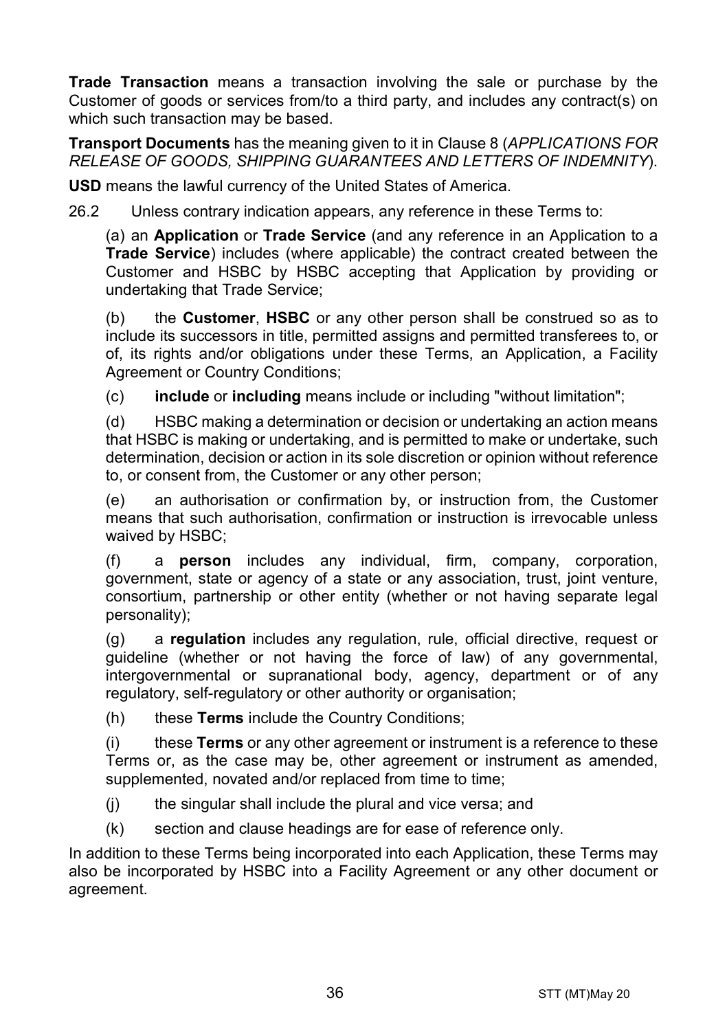**Trade Transaction** means a transaction involving the sale or purchase by the Customer of goods or services from/to a third party, and includes any contract(s) on which such transaction may be based.

**Transport Documents** has the meaning given to it in Clause 8 (*APPLICATIONS FOR RELEASE OF GOODS, SHIPPING GUARANTEES AND LETTERS OF INDEMNITY*).

**USD** means the lawful currency of the United States of America.

26.2 Unless contrary indication appears, any reference in these Terms to:

(a) an **Application** or **Trade Service** (and any reference in an Application to a **Trade Service**) includes (where applicable) the contract created between the Customer and HSBC by HSBC accepting that Application by providing or undertaking that Trade Service;

(b) the **Customer**, **HSBC** or any other person shall be construed so as to include its successors in title, permitted assigns and permitted transferees to, or of, its rights and/or obligations under these Terms, an Application, a Facility Agreement or Country Conditions;

(c) **include** or **including** means include or including "without limitation";

(d) HSBC making a determination or decision or undertaking an action means that HSBC is making or undertaking, and is permitted to make or undertake, such determination, decision or action in its sole discretion or opinion without reference to, or consent from, the Customer or any other person;

(e) an authorisation or confirmation by, or instruction from, the Customer means that such authorisation, confirmation or instruction is irrevocable unless waived by HSBC;

(f) a **person** includes any individual, firm, company, corporation, government, state or agency of a state or any association, trust, joint venture, consortium, partnership or other entity (whether or not having separate legal personality);

(g) a **regulation** includes any regulation, rule, official directive, request or guideline (whether or not having the force of law) of any governmental, intergovernmental or supranational body, agency, department or of any regulatory, self-regulatory or other authority or organisation;

(h) these **Terms** include the Country Conditions;

(i) these **Terms** or any other agreement or instrument is a reference to these Terms or, as the case may be, other agreement or instrument as amended, supplemented, novated and/or replaced from time to time;

(j) the singular shall include the plural and vice versa; and

(k) section and clause headings are for ease of reference only.

In addition to these Terms being incorporated into each Application, these Terms may also be incorporated by HSBC into a Facility Agreement or any other document or agreement.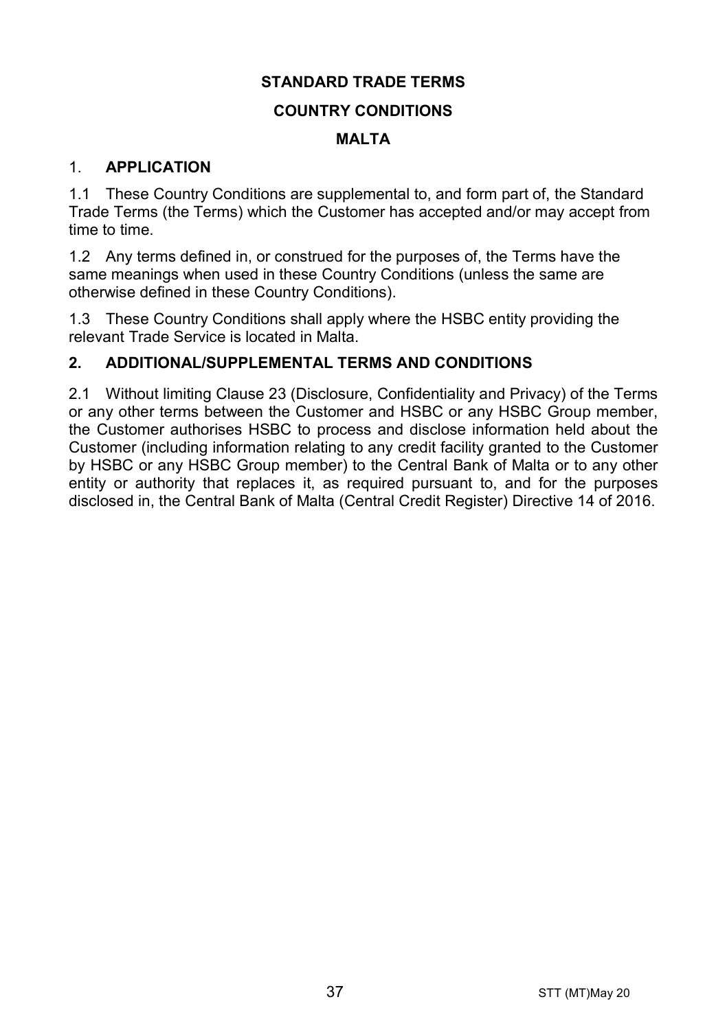**STANDARD TRADE TERMS**

**COUNTRY CONDITIONS**

**MALTA**

## 1. APPLICATION

1.1 These Country Conditions are supplemental to, and form part of, the Standard Trade Terms (the Terms) which the Customer has accepted and/or may accept from time to time.

1.2 Any terms defined in, or construed for the purposes of, the Terms have the same meanings when used in these Country Conditions (unless the same are otherwise defined in these Country Conditions).

1.3 These Country Conditions shall apply where the HSBC entity providing the relevant Trade Service is located in Malta.

## 2. ADDITIONAL/SUPPLEMENTAL TERMS AND CONDITIONS

2.1 Without limiting Clause 23 (Disclosure, Confidentiality and Privacy) of the Terms or any other terms between the Customer and HSBC or any HSBC Group member, the Customer authorises HSBC to process and disclose information held about the Customer (including information relating to any credit facility granted to the Customer by HSBC or any HSBC Group member) to the Central Bank of Malta or to any other entity or authority that replaces it, as required pursuant to, and for the purposes disclosed in, the Central Bank of Malta (Central Credit Register) Directive 14 of 2016.